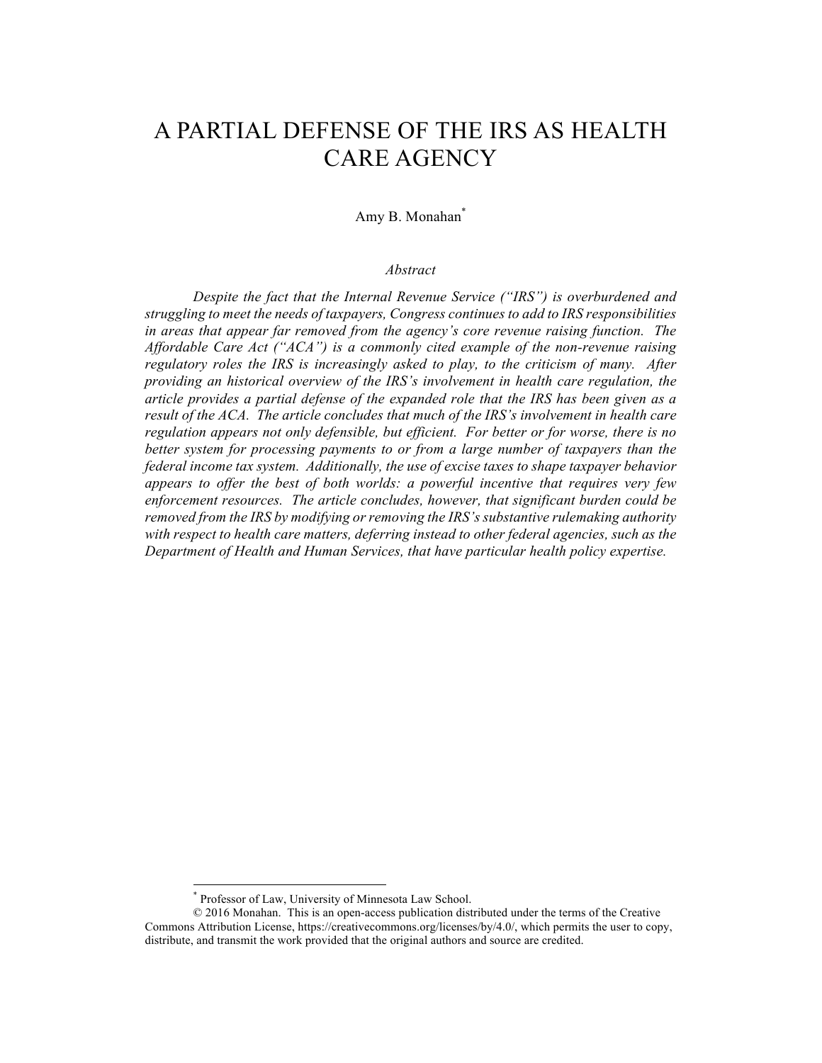# A PARTIAL DEFENSE OF THE IRS AS HEALTH CARE AGENCY

Amy B. Monahan*

*Abstract*

*Despite the fact that the Internal Revenue Service ("IRS") is overburdened and struggling to meet the needs of taxpayers, Congress continues to add to IRS responsibilities in areas that appear far removed from the agency's core revenue raising function. The Affordable Care Act ("ACA") is a commonly cited example of the non-revenue raising regulatory roles the IRS is increasingly asked to play, to the criticism of many. After providing an historical overview of the IRS's involvement in health care regulation, the article provides a partial defense of the expanded role that the IRS has been given as a result of the ACA. The article concludes that much of the IRS's involvement in health care regulation appears not only defensible, but efficient. For better or for worse, there is no better system for processing payments to or from a large number of taxpayers than the federal income tax system. Additionally, the use of excise taxes to shape taxpayer behavior appears to offer the best of both worlds: a powerful incentive that requires very few enforcement resources. The article concludes, however, that significant burden could be removed from the IRS by modifying or removing the IRS's substantive rulemaking authority with respect to health care matters, deferring instead to other federal agencies, such as the Department of Health and Human Services, that have particular health policy expertise.*

---

* Professor of Law, University of Minnesota Law School.

© 2016 Monahan. This is an open-access publication distributed under the terms of the Creative Commons Attribution License, https://creativecommons.org/licenses/by/4.0/, which permits the user to copy, distribute, and transmit the work provided that the original authors and source are credited.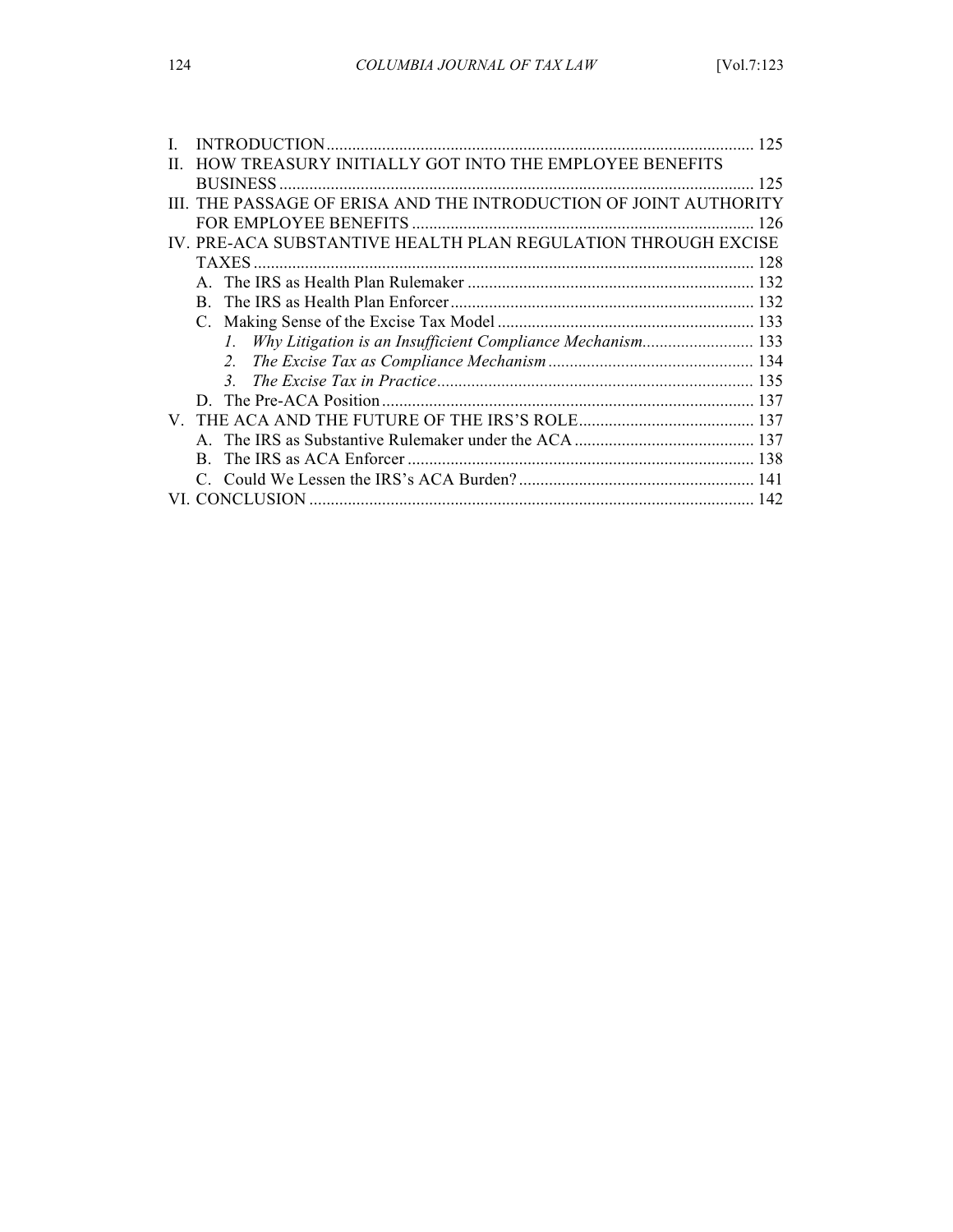I. INTRODUCTION ... 125
II. HOW TREASURY INITIALLY GOT INTO THE EMPLOYEE BENEFITS BUSINESS ... 125
III. THE PASSAGE OF ERISA AND THE INTRODUCTION OF JOINT AUTHORITY FOR EMPLOYEE BENEFITS ... 126
IV. PRE-ACA SUBSTANTIVE HEALTH PLAN REGULATION THROUGH EXCISE TAXES ... 128
  A. The IRS as Health Plan Rulemaker ... 132
  B. The IRS as Health Plan Enforcer ... 132
  C. Making Sense of the Excise Tax Model ... 133
    1. *Why Litigation is an Insufficient Compliance Mechanism* ... 133
    2. *The Excise Tax as Compliance Mechanism* ... 134
    3. *The Excise Tax in Practice* ... 135
  D. The Pre-ACA Position ... 137
V. THE ACA AND THE FUTURE OF THE IRS'S ROLE ... 137
  A. The IRS as Substantive Rulemaker under the ACA ... 137
  B. The IRS as ACA Enforcer ... 138
  C. Could We Lessen the IRS's ACA Burden? ... 141
VI. CONCLUSION ... 142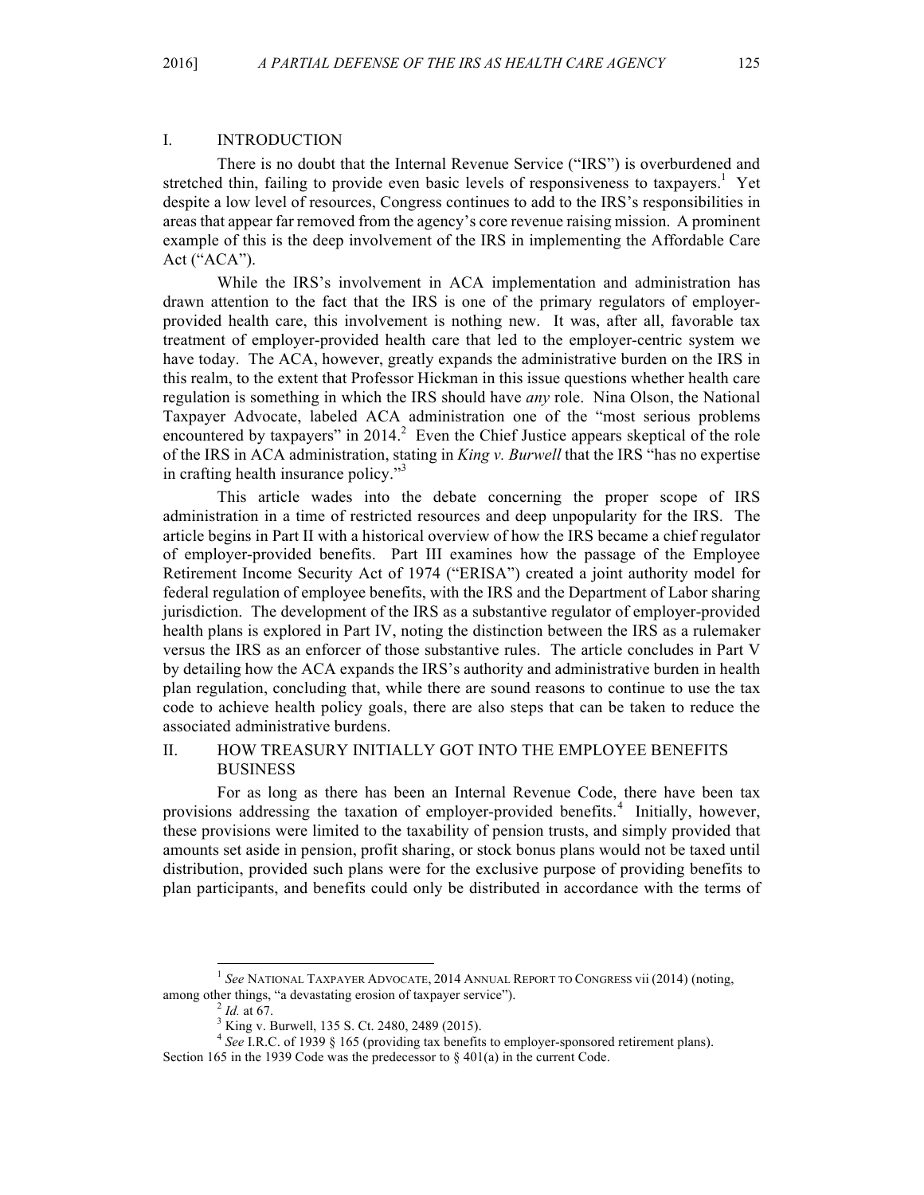## I. INTRODUCTION

There is no doubt that the Internal Revenue Service ("IRS") is overburdened and stretched thin, failing to provide even basic levels of responsiveness to taxpayers.[1] Yet despite a low level of resources, Congress continues to add to the IRS's responsibilities in areas that appear far removed from the agency's core revenue raising mission. A prominent example of this is the deep involvement of the IRS in implementing the Affordable Care Act ("ACA").

While the IRS's involvement in ACA implementation and administration has drawn attention to the fact that the IRS is one of the primary regulators of employer-provided health care, this involvement is nothing new. It was, after all, favorable tax treatment of employer-provided health care that led to the employer-centric system we have today. The ACA, however, greatly expands the administrative burden on the IRS in this realm, to the extent that Professor Hickman in this issue questions whether health care regulation is something in which the IRS should have *any* role. Nina Olson, the National Taxpayer Advocate, labeled ACA administration one of the "most serious problems encountered by taxpayers" in 2014.[2] Even the Chief Justice appears skeptical of the role of the IRS in ACA administration, stating in *King v. Burwell* that the IRS "has no expertise in crafting health insurance policy."[3]

This article wades into the debate concerning the proper scope of IRS administration in a time of restricted resources and deep unpopularity for the IRS. The article begins in Part II with a historical overview of how the IRS became a chief regulator of employer-provided benefits. Part III examines how the passage of the Employee Retirement Income Security Act of 1974 ("ERISA") created a joint authority model for federal regulation of employee benefits, with the IRS and the Department of Labor sharing jurisdiction. The development of the IRS as a substantive regulator of employer-provided health plans is explored in Part IV, noting the distinction between the IRS as a rulemaker versus the IRS as an enforcer of those substantive rules. The article concludes in Part V by detailing how the ACA expands the IRS's authority and administrative burden in health plan regulation, concluding that, while there are sound reasons to continue to use the tax code to achieve health policy goals, there are also steps that can be taken to reduce the associated administrative burdens.

## II. HOW TREASURY INITIALLY GOT INTO THE EMPLOYEE BENEFITS BUSINESS

For as long as there has been an Internal Revenue Code, there have been tax provisions addressing the taxation of employer-provided benefits.[4] Initially, however, these provisions were limited to the taxability of pension trusts, and simply provided that amounts set aside in pension, profit sharing, or stock bonus plans would not be taxed until distribution, provided such plans were for the exclusive purpose of providing benefits to plan participants, and benefits could only be distributed in accordance with the terms of

---

[1] *See* NATIONAL TAXPAYER ADVOCATE, 2014 ANNUAL REPORT TO CONGRESS vii (2014) (noting, among other things, "a devastating erosion of taxpayer service").

[2] *Id.* at 67.

[3] King v. Burwell, 135 S. Ct. 2480, 2489 (2015).

[4] *See* I.R.C. of 1939 § 165 (providing tax benefits to employer-sponsored retirement plans). Section 165 in the 1939 Code was the predecessor to § 401(a) in the current Code.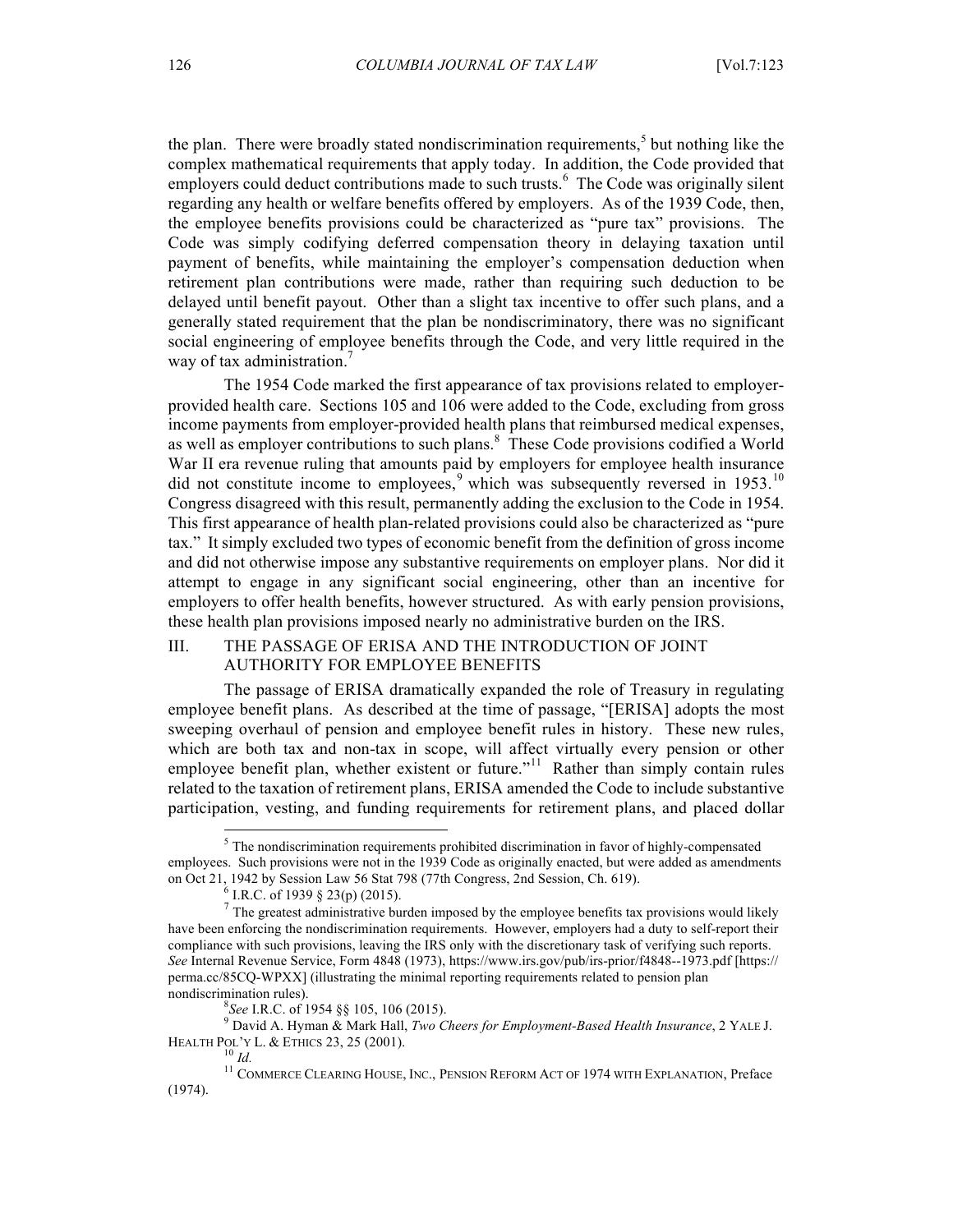the plan. There were broadly stated nondiscrimination requirements,[5] but nothing like the complex mathematical requirements that apply today. In addition, the Code provided that employers could deduct contributions made to such trusts.[6] The Code was originally silent regarding any health or welfare benefits offered by employers. As of the 1939 Code, then, the employee benefits provisions could be characterized as "pure tax" provisions. The Code was simply codifying deferred compensation theory in delaying taxation until payment of benefits, while maintaining the employer's compensation deduction when retirement plan contributions were made, rather than requiring such deduction to be delayed until benefit payout. Other than a slight tax incentive to offer such plans, and a generally stated requirement that the plan be nondiscriminatory, there was no significant social engineering of employee benefits through the Code, and very little required in the way of tax administration.[7]

The 1954 Code marked the first appearance of tax provisions related to employer-provided health care. Sections 105 and 106 were added to the Code, excluding from gross income payments from employer-provided health plans that reimbursed medical expenses, as well as employer contributions to such plans.[8] These Code provisions codified a World War II era revenue ruling that amounts paid by employers for employee health insurance did not constitute income to employees,[9] which was subsequently reversed in 1953.[10] Congress disagreed with this result, permanently adding the exclusion to the Code in 1954. This first appearance of health plan-related provisions could also be characterized as "pure tax." It simply excluded two types of economic benefit from the definition of gross income and did not otherwise impose any substantive requirements on employer plans. Nor did it attempt to engage in any significant social engineering, other than an incentive for employers to offer health benefits, however structured. As with early pension provisions, these health plan provisions imposed nearly no administrative burden on the IRS.

## III. THE PASSAGE OF ERISA AND THE INTRODUCTION OF JOINT AUTHORITY FOR EMPLOYEE BENEFITS

The passage of ERISA dramatically expanded the role of Treasury in regulating employee benefit plans. As described at the time of passage, "[ERISA] adopts the most sweeping overhaul of pension and employee benefit rules in history. These new rules, which are both tax and non-tax in scope, will affect virtually every pension or other employee benefit plan, whether existent or future."[11] Rather than simply contain rules related to the taxation of retirement plans, ERISA amended the Code to include substantive participation, vesting, and funding requirements for retirement plans, and placed dollar

---

[5] The nondiscrimination requirements prohibited discrimination in favor of highly-compensated employees. Such provisions were not in the 1939 Code as originally enacted, but were added as amendments on Oct 21, 1942 by Session Law 56 Stat 798 (77th Congress, 2nd Session, Ch. 619).

[6] I.R.C. of 1939 § 23(p) (2015).

[7] The greatest administrative burden imposed by the employee benefits tax provisions would likely have been enforcing the nondiscrimination requirements. However, employers had a duty to self-report their compliance with such provisions, leaving the IRS only with the discretionary task of verifying such reports. *See* Internal Revenue Service, Form 4848 (1973), https://www.irs.gov/pub/irs-prior/f4848--1973.pdf [https://perma.cc/85CQ-WPXX] (illustrating the minimal reporting requirements related to pension plan nondiscrimination rules).

[8] *See* I.R.C. of 1954 §§ 105, 106 (2015).

[9] David A. Hyman & Mark Hall, *Two Cheers for Employment-Based Health Insurance*, 2 YALE J. HEALTH POL'Y L. & ETHICS 23, 25 (2001).

[10] *Id.*

[11] COMMERCE CLEARING HOUSE, INC., PENSION REFORM ACT OF 1974 WITH EXPLANATION, Preface (1974).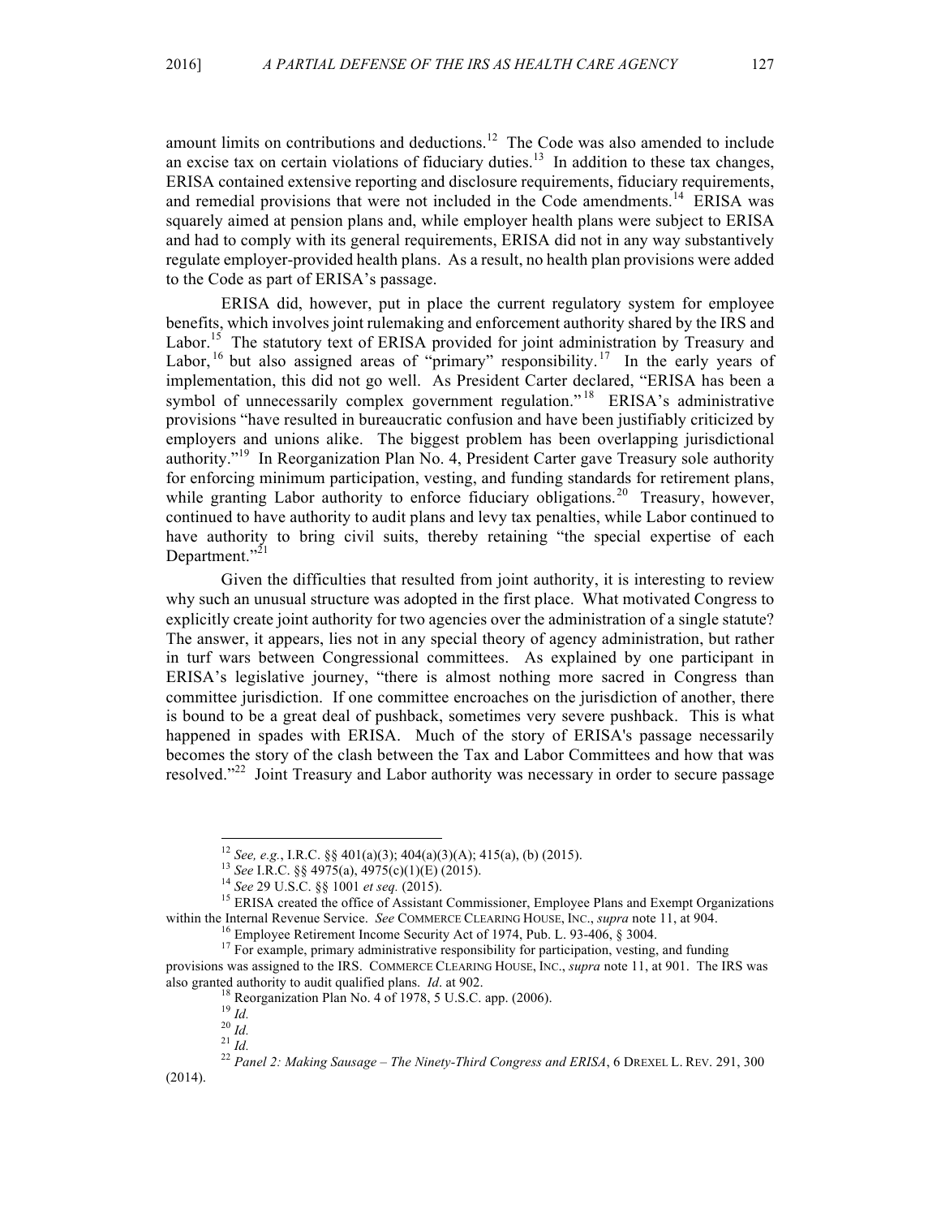amount limits on contributions and deductions.[12] The Code was also amended to include an excise tax on certain violations of fiduciary duties.[13] In addition to these tax changes, ERISA contained extensive reporting and disclosure requirements, fiduciary requirements, and remedial provisions that were not included in the Code amendments.[14] ERISA was squarely aimed at pension plans and, while employer health plans were subject to ERISA and had to comply with its general requirements, ERISA did not in any way substantively regulate employer-provided health plans. As a result, no health plan provisions were added to the Code as part of ERISA's passage.

ERISA did, however, put in place the current regulatory system for employee benefits, which involves joint rulemaking and enforcement authority shared by the IRS and Labor.[15] The statutory text of ERISA provided for joint administration by Treasury and Labor,[16] but also assigned areas of "primary" responsibility.[17] In the early years of implementation, this did not go well. As President Carter declared, "ERISA has been a symbol of unnecessarily complex government regulation."[18] ERISA's administrative provisions "have resulted in bureaucratic confusion and have been justifiably criticized by employers and unions alike. The biggest problem has been overlapping jurisdictional authority."[19] In Reorganization Plan No. 4, President Carter gave Treasury sole authority for enforcing minimum participation, vesting, and funding standards for retirement plans, while granting Labor authority to enforce fiduciary obligations.[20] Treasury, however, continued to have authority to audit plans and levy tax penalties, while Labor continued to have authority to bring civil suits, thereby retaining "the special expertise of each Department."[21]

Given the difficulties that resulted from joint authority, it is interesting to review why such an unusual structure was adopted in the first place. What motivated Congress to explicitly create joint authority for two agencies over the administration of a single statute? The answer, it appears, lies not in any special theory of agency administration, but rather in turf wars between Congressional committees. As explained by one participant in ERISA's legislative journey, "there is almost nothing more sacred in Congress than committee jurisdiction. If one committee encroaches on the jurisdiction of another, there is bound to be a great deal of pushback, sometimes very severe pushback. This is what happened in spades with ERISA. Much of the story of ERISA's passage necessarily becomes the story of the clash between the Tax and Labor Committees and how that was resolved."[22] Joint Treasury and Labor authority was necessary in order to secure passage

---

[12] *See, e.g.*, I.R.C. §§ 401(a)(3); 404(a)(3)(A); 415(a), (b) (2015).

[13] *See* I.R.C. §§ 4975(a), 4975(c)(1)(E) (2015).

[14] *See* 29 U.S.C. §§ 1001 *et seq.* (2015).

[15] ERISA created the office of Assistant Commissioner, Employee Plans and Exempt Organizations within the Internal Revenue Service. *See* COMMERCE CLEARING HOUSE, INC., *supra* note 11, at 904.

[16] Employee Retirement Income Security Act of 1974, Pub. L. 93-406, § 3004.

[17] For example, primary administrative responsibility for participation, vesting, and funding provisions was assigned to the IRS. COMMERCE CLEARING HOUSE, INC., *supra* note 11, at 901. The IRS was also granted authority to audit qualified plans. *Id*. at 902.

[18] Reorganization Plan No. 4 of 1978, 5 U.S.C. app. (2006).

[19] *Id.*

[20] *Id.*

[21] *Id.*

[22] *Panel 2: Making Sausage – The Ninety-Third Congress and ERISA*, 6 DREXEL L. REV. 291, 300 (2014).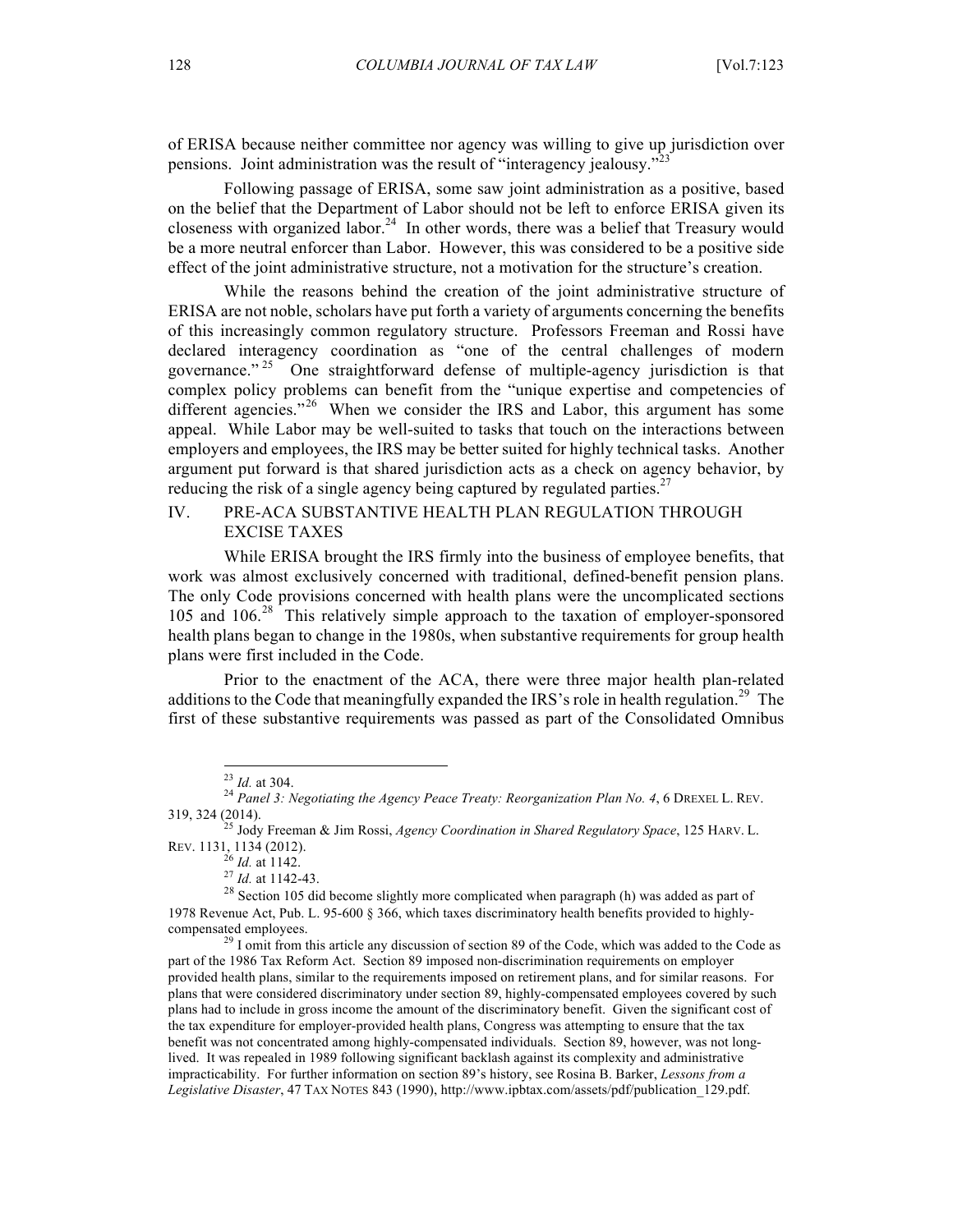of ERISA because neither committee nor agency was willing to give up jurisdiction over pensions. Joint administration was the result of "interagency jealousy."[23]

Following passage of ERISA, some saw joint administration as a positive, based on the belief that the Department of Labor should not be left to enforce ERISA given its closeness with organized labor.[24] In other words, there was a belief that Treasury would be a more neutral enforcer than Labor. However, this was considered to be a positive side effect of the joint administrative structure, not a motivation for the structure's creation.

While the reasons behind the creation of the joint administrative structure of ERISA are not noble, scholars have put forth a variety of arguments concerning the benefits of this increasingly common regulatory structure. Professors Freeman and Rossi have declared interagency coordination as "one of the central challenges of modern governance."[25] One straightforward defense of multiple-agency jurisdiction is that complex policy problems can benefit from the "unique expertise and competencies of different agencies."[26] When we consider the IRS and Labor, this argument has some appeal. While Labor may be well-suited to tasks that touch on the interactions between employers and employees, the IRS may be better suited for highly technical tasks. Another argument put forward is that shared jurisdiction acts as a check on agency behavior, by reducing the risk of a single agency being captured by regulated parties.[27]

## IV. PRE-ACA SUBSTANTIVE HEALTH PLAN REGULATION THROUGH EXCISE TAXES

While ERISA brought the IRS firmly into the business of employee benefits, that work was almost exclusively concerned with traditional, defined-benefit pension plans. The only Code provisions concerned with health plans were the uncomplicated sections 105 and 106.[28] This relatively simple approach to the taxation of employer-sponsored health plans began to change in the 1980s, when substantive requirements for group health plans were first included in the Code.

Prior to the enactment of the ACA, there were three major health plan-related additions to the Code that meaningfully expanded the IRS's role in health regulation.[29] The first of these substantive requirements was passed as part of the Consolidated Omnibus

---

[23] *Id.* at 304.

[24] *Panel 3: Negotiating the Agency Peace Treaty: Reorganization Plan No. 4*, 6 DREXEL L. REV. 319, 324 (2014).

[25] Jody Freeman & Jim Rossi, *Agency Coordination in Shared Regulatory Space*, 125 HARV. L. REV. 1131, 1134 (2012).

[26] *Id.* at 1142.

[27] *Id.* at 1142-43.

[28] Section 105 did become slightly more complicated when paragraph (h) was added as part of 1978 Revenue Act, Pub. L. 95-600 § 366, which taxes discriminatory health benefits provided to highly-compensated employees.

[29] I omit from this article any discussion of section 89 of the Code, which was added to the Code as part of the 1986 Tax Reform Act. Section 89 imposed non-discrimination requirements on employer provided health plans, similar to the requirements imposed on retirement plans, and for similar reasons. For plans that were considered discriminatory under section 89, highly-compensated employees covered by such plans had to include in gross income the amount of the discriminatory benefit. Given the significant cost of the tax expenditure for employer-provided health plans, Congress was attempting to ensure that the tax benefit was not concentrated among highly-compensated individuals. Section 89, however, was not long-lived. It was repealed in 1989 following significant backlash against its complexity and administrative impracticability. For further information on section 89's history, see Rosina B. Barker, *Lessons from a Legislative Disaster*, 47 TAX NOTES 843 (1990), http://www.ipbtax.com/assets/pdf/publication_129.pdf.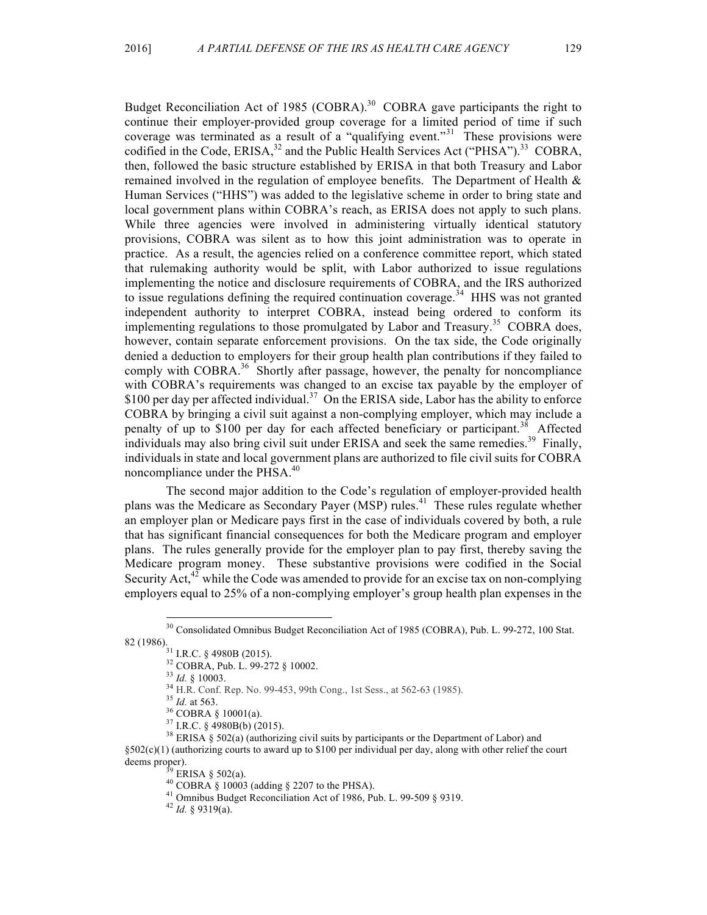Budget Reconciliation Act of 1985 (COBRA).[30] COBRA gave participants the right to continue their employer-provided group coverage for a limited period of time if such coverage was terminated as a result of a "qualifying event."[31] These provisions were codified in the Code, ERISA,[32] and the Public Health Services Act ("PHSA").[33] COBRA, then, followed the basic structure established by ERISA in that both Treasury and Labor remained involved in the regulation of employee benefits. The Department of Health & Human Services ("HHS") was added to the legislative scheme in order to bring state and local government plans within COBRA's reach, as ERISA does not apply to such plans. While three agencies were involved in administering virtually identical statutory provisions, COBRA was silent as to how this joint administration was to operate in practice. As a result, the agencies relied on a conference committee report, which stated that rulemaking authority would be split, with Labor authorized to issue regulations implementing the notice and disclosure requirements of COBRA, and the IRS authorized to issue regulations defining the required continuation coverage.[34] HHS was not granted independent authority to interpret COBRA, instead being ordered to conform its implementing regulations to those promulgated by Labor and Treasury.[35] COBRA does, however, contain separate enforcement provisions. On the tax side, the Code originally denied a deduction to employers for their group health plan contributions if they failed to comply with COBRA.[36] Shortly after passage, however, the penalty for noncompliance with COBRA's requirements was changed to an excise tax payable by the employer of $100 per day per affected individual.[37] On the ERISA side, Labor has the ability to enforce COBRA by bringing a civil suit against a non-complying employer, which may include a penalty of up to $100 per day for each affected beneficiary or participant.[38] Affected individuals may also bring civil suit under ERISA and seek the same remedies.[39] Finally, individuals in state and local government plans are authorized to file civil suits for COBRA noncompliance under the PHSA.[40]

The second major addition to the Code's regulation of employer-provided health plans was the Medicare as Secondary Payer (MSP) rules.[41] These rules regulate whether an employer plan or Medicare pays first in the case of individuals covered by both, a rule that has significant financial consequences for both the Medicare program and employer plans. The rules generally provide for the employer plan to pay first, thereby saving the Medicare program money. These substantive provisions were codified in the Social Security Act,[42] while the Code was amended to provide for an excise tax on non-complying employers equal to 25% of a non-complying employer's group health plan expenses in the

---

[30] Consolidated Omnibus Budget Reconciliation Act of 1985 (COBRA), Pub. L. 99-272, 100 Stat. 82 (1986).

[31] I.R.C. § 4980B (2015).

[32] COBRA, Pub. L. 99-272 § 10002.

[33] *Id.* § 10003.

[34] H.R. Conf. Rep. No. 99-453, 99th Cong., 1st Sess., at 562-63 (1985).

[35] *Id.* at 563.

[36] COBRA § 10001(a).

[37] I.R.C. § 4980B(b) (2015).

[38] ERISA § 502(a) (authorizing civil suits by participants or the Department of Labor) and §502(c)(1) (authorizing courts to award up to $100 per individual per day, along with other relief the court deems proper).

[39] ERISA § 502(a).

[40] COBRA § 10003 (adding § 2207 to the PHSA).

[41] Omnibus Budget Reconciliation Act of 1986, Pub. L. 99-509 § 9319.

[42] *Id.* § 9319(a).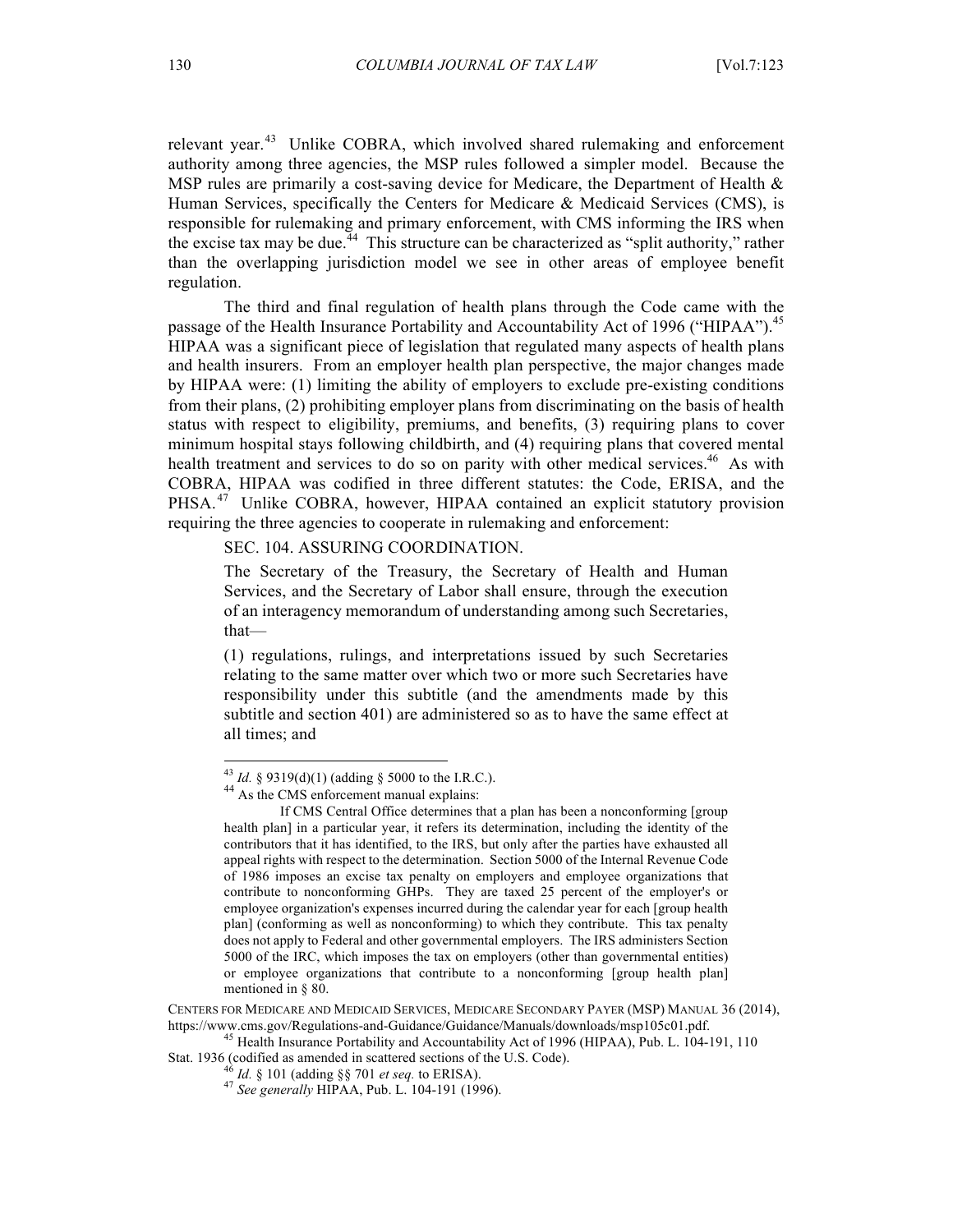relevant year.[43] Unlike COBRA, which involved shared rulemaking and enforcement authority among three agencies, the MSP rules followed a simpler model. Because the MSP rules are primarily a cost-saving device for Medicare, the Department of Health & Human Services, specifically the Centers for Medicare & Medicaid Services (CMS), is responsible for rulemaking and primary enforcement, with CMS informing the IRS when the excise tax may be due.[44] This structure can be characterized as "split authority," rather than the overlapping jurisdiction model we see in other areas of employee benefit regulation.

The third and final regulation of health plans through the Code came with the passage of the Health Insurance Portability and Accountability Act of 1996 ("HIPAA").[45] HIPAA was a significant piece of legislation that regulated many aspects of health plans and health insurers. From an employer health plan perspective, the major changes made by HIPAA were: (1) limiting the ability of employers to exclude pre-existing conditions from their plans, (2) prohibiting employer plans from discriminating on the basis of health status with respect to eligibility, premiums, and benefits, (3) requiring plans to cover minimum hospital stays following childbirth, and (4) requiring plans that covered mental health treatment and services to do so on parity with other medical services.[46] As with COBRA, HIPAA was codified in three different statutes: the Code, ERISA, and the PHSA.[47] Unlike COBRA, however, HIPAA contained an explicit statutory provision requiring the three agencies to cooperate in rulemaking and enforcement:

> SEC. 104. ASSURING COORDINATION.
>
> The Secretary of the Treasury, the Secretary of Health and Human Services, and the Secretary of Labor shall ensure, through the execution of an interagency memorandum of understanding among such Secretaries, that—
>
> (1) regulations, rulings, and interpretations issued by such Secretaries relating to the same matter over which two or more such Secretaries have responsibility under this subtitle (and the amendments made by this subtitle and section 401) are administered so as to have the same effect at all times; and

---

[43] *Id.* § 9319(d)(1) (adding § 5000 to the I.R.C.).

[44] As the CMS enforcement manual explains:

> If CMS Central Office determines that a plan has been a nonconforming [group health plan] in a particular year, it refers its determination, including the identity of the contributors that it has identified, to the IRS, but only after the parties have exhausted all appeal rights with respect to the determination. Section 5000 of the Internal Revenue Code of 1986 imposes an excise tax penalty on employers and employee organizations that contribute to nonconforming GHPs. They are taxed 25 percent of the employer's or employee organization's expenses incurred during the calendar year for each [group health plan] (conforming as well as nonconforming) to which they contribute. This tax penalty does not apply to Federal and other governmental employers. The IRS administers Section 5000 of the IRC, which imposes the tax on employers (other than governmental entities) or employee organizations that contribute to a nonconforming [group health plan] mentioned in § 80.

CENTERS FOR MEDICARE AND MEDICAID SERVICES, MEDICARE SECONDARY PAYER (MSP) MANUAL 36 (2014), https://www.cms.gov/Regulations-and-Guidance/Guidance/Manuals/downloads/msp105c01.pdf.

[45] Health Insurance Portability and Accountability Act of 1996 (HIPAA), Pub. L. 104-191, 110 Stat. 1936 (codified as amended in scattered sections of the U.S. Code).

[46] *Id.* § 101 (adding §§ 701 *et seq.* to ERISA).

[47] *See generally* HIPAA, Pub. L. 104-191 (1996).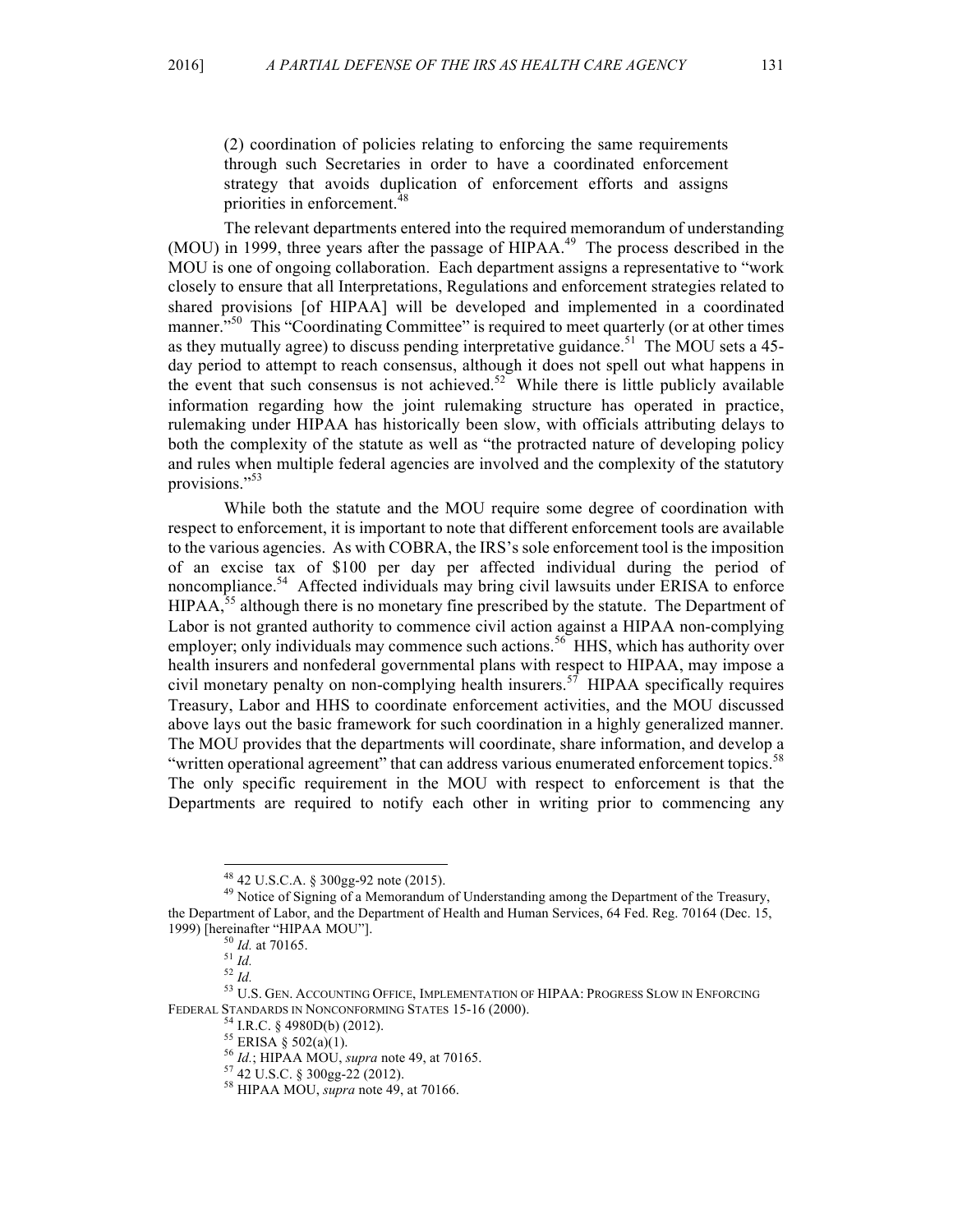(2) coordination of policies relating to enforcing the same requirements through such Secretaries in order to have a coordinated enforcement strategy that avoids duplication of enforcement efforts and assigns priorities in enforcement.[48]

The relevant departments entered into the required memorandum of understanding (MOU) in 1999, three years after the passage of HIPAA.[49] The process described in the MOU is one of ongoing collaboration. Each department assigns a representative to "work closely to ensure that all Interpretations, Regulations and enforcement strategies related to shared provisions [of HIPAA] will be developed and implemented in a coordinated manner."[50] This "Coordinating Committee" is required to meet quarterly (or at other times as they mutually agree) to discuss pending interpretative guidance.[51] The MOU sets a 45-day period to attempt to reach consensus, although it does not spell out what happens in the event that such consensus is not achieved.[52] While there is little publicly available information regarding how the joint rulemaking structure has operated in practice, rulemaking under HIPAA has historically been slow, with officials attributing delays to both the complexity of the statute as well as "the protracted nature of developing policy and rules when multiple federal agencies are involved and the complexity of the statutory provisions."[53]

While both the statute and the MOU require some degree of coordination with respect to enforcement, it is important to note that different enforcement tools are available to the various agencies. As with COBRA, the IRS's sole enforcement tool is the imposition of an excise tax of $100 per day per affected individual during the period of noncompliance.[54] Affected individuals may bring civil lawsuits under ERISA to enforce HIPAA,[55] although there is no monetary fine prescribed by the statute. The Department of Labor is not granted authority to commence civil action against a HIPAA non-complying employer; only individuals may commence such actions.[56] HHS, which has authority over health insurers and nonfederal governmental plans with respect to HIPAA, may impose a civil monetary penalty on non-complying health insurers.[57] HIPAA specifically requires Treasury, Labor and HHS to coordinate enforcement activities, and the MOU discussed above lays out the basic framework for such coordination in a highly generalized manner. The MOU provides that the departments will coordinate, share information, and develop a "written operational agreement" that can address various enumerated enforcement topics.[58] The only specific requirement in the MOU with respect to enforcement is that the Departments are required to notify each other in writing prior to commencing any

---

[48] 42 U.S.C.A. § 300gg-92 note (2015).

[49] Notice of Signing of a Memorandum of Understanding among the Department of the Treasury, the Department of Labor, and the Department of Health and Human Services, 64 Fed. Reg. 70164 (Dec. 15, 1999) [hereinafter "HIPAA MOU"].

[50] *Id.* at 70165.

[51] *Id.*

[52] *Id.*

[53] U.S. GEN. ACCOUNTING OFFICE, IMPLEMENTATION OF HIPAA: PROGRESS SLOW IN ENFORCING FEDERAL STANDARDS IN NONCONFORMING STATES 15-16 (2000).

[54] I.R.C. § 4980D(b) (2012).

[55] ERISA § 502(a)(1).

[56] *Id.*; HIPAA MOU, *supra* note 49, at 70165.

[57] 42 U.S.C. § 300gg-22 (2012).

[58] HIPAA MOU, *supra* note 49, at 70166.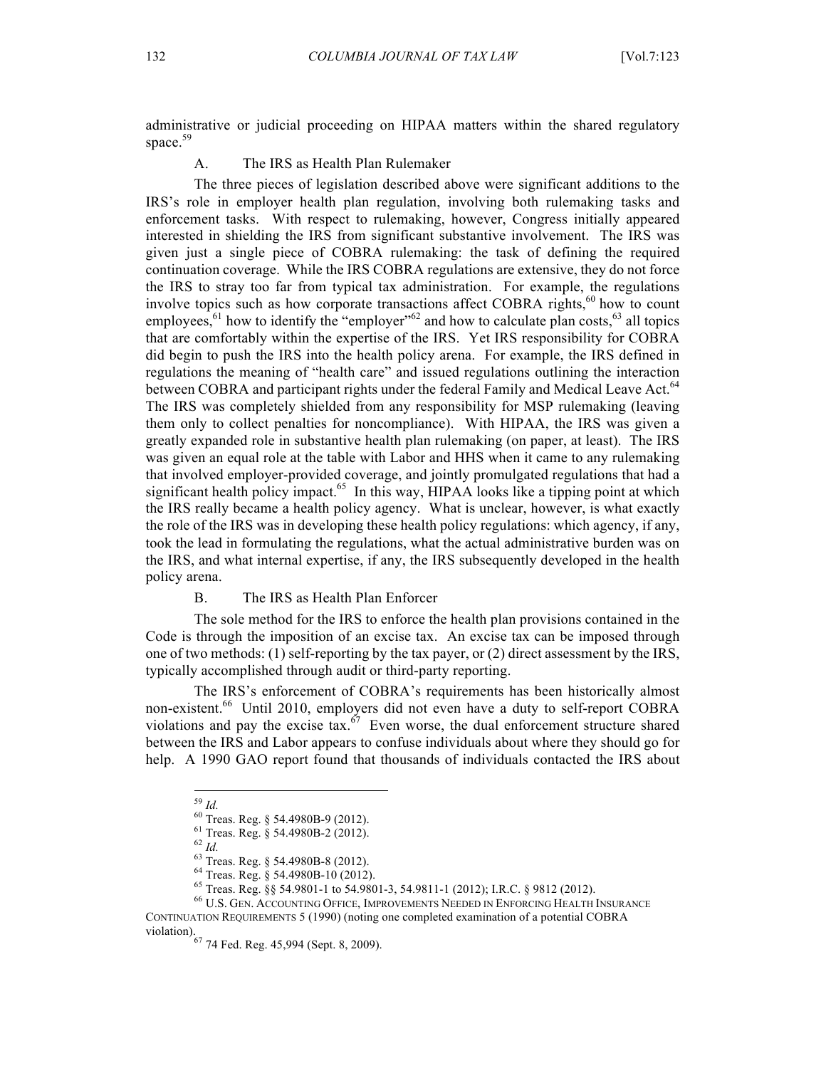administrative or judicial proceeding on HIPAA matters within the shared regulatory space.[59]

### A. The IRS as Health Plan Rulemaker

The three pieces of legislation described above were significant additions to the IRS's role in employer health plan regulation, involving both rulemaking tasks and enforcement tasks. With respect to rulemaking, however, Congress initially appeared interested in shielding the IRS from significant substantive involvement. The IRS was given just a single piece of COBRA rulemaking: the task of defining the required continuation coverage. While the IRS COBRA regulations are extensive, they do not force the IRS to stray too far from typical tax administration. For example, the regulations involve topics such as how corporate transactions affect COBRA rights,[60] how to count employees,[61] how to identify the "employer"[62] and how to calculate plan costs,[63] all topics that are comfortably within the expertise of the IRS. Yet IRS responsibility for COBRA did begin to push the IRS into the health policy arena. For example, the IRS defined in regulations the meaning of "health care" and issued regulations outlining the interaction between COBRA and participant rights under the federal Family and Medical Leave Act.[64] The IRS was completely shielded from any responsibility for MSP rulemaking (leaving them only to collect penalties for noncompliance). With HIPAA, the IRS was given a greatly expanded role in substantive health plan rulemaking (on paper, at least). The IRS was given an equal role at the table with Labor and HHS when it came to any rulemaking that involved employer-provided coverage, and jointly promulgated regulations that had a significant health policy impact.[65] In this way, HIPAA looks like a tipping point at which the IRS really became a health policy agency. What is unclear, however, is what exactly the role of the IRS was in developing these health policy regulations: which agency, if any, took the lead in formulating the regulations, what the actual administrative burden was on the IRS, and what internal expertise, if any, the IRS subsequently developed in the health policy arena.

### B. The IRS as Health Plan Enforcer

The sole method for the IRS to enforce the health plan provisions contained in the Code is through the imposition of an excise tax. An excise tax can be imposed through one of two methods: (1) self-reporting by the tax payer, or (2) direct assessment by the IRS, typically accomplished through audit or third-party reporting.

The IRS's enforcement of COBRA's requirements has been historically almost non-existent.[66] Until 2010, employers did not even have a duty to self-report COBRA violations and pay the excise tax.[67] Even worse, the dual enforcement structure shared between the IRS and Labor appears to confuse individuals about where they should go for help. A 1990 GAO report found that thousands of individuals contacted the IRS about

---

[59] *Id.*

[60] Treas. Reg. § 54.4980B-9 (2012).

[61] Treas. Reg. § 54.4980B-2 (2012).

[62] *Id.*

[63] Treas. Reg. § 54.4980B-8 (2012).

[64] Treas. Reg. § 54.4980B-10 (2012).

[65] Treas. Reg. §§ 54.9801-1 to 54.9801-3, 54.9811-1 (2012); I.R.C. § 9812 (2012).

[66] U.S. GEN. ACCOUNTING OFFICE, IMPROVEMENTS NEEDED IN ENFORCING HEALTH INSURANCE CONTINUATION REQUIREMENTS 5 (1990) (noting one completed examination of a potential COBRA violation).

[67] 74 Fed. Reg. 45,994 (Sept. 8, 2009).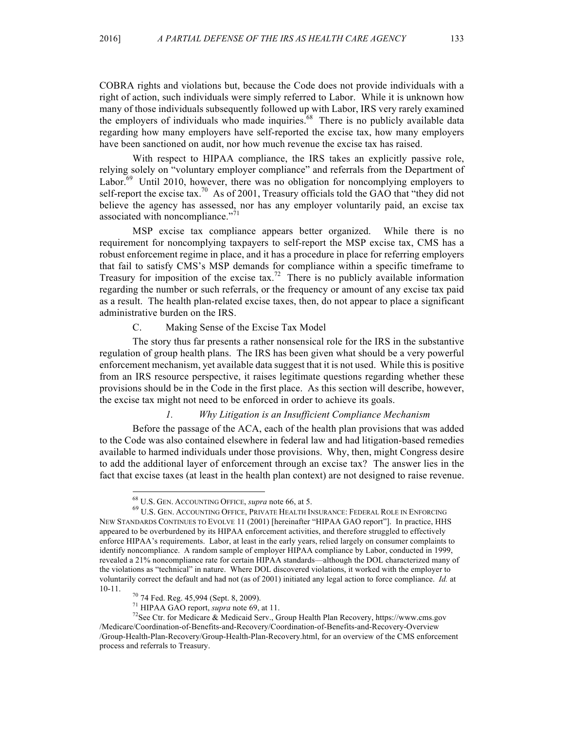COBRA rights and violations but, because the Code does not provide individuals with a right of action, such individuals were simply referred to Labor. While it is unknown how many of those individuals subsequently followed up with Labor, IRS very rarely examined the employers of individuals who made inquiries.[68] There is no publicly available data regarding how many employers have self-reported the excise tax, how many employers have been sanctioned on audit, nor how much revenue the excise tax has raised.

With respect to HIPAA compliance, the IRS takes an explicitly passive role, relying solely on "voluntary employer compliance" and referrals from the Department of Labor.[69] Until 2010, however, there was no obligation for noncomplying employers to self-report the excise tax.[70] As of 2001, Treasury officials told the GAO that "they did not believe the agency has assessed, nor has any employer voluntarily paid, an excise tax associated with noncompliance."[71]

MSP excise tax compliance appears better organized. While there is no requirement for noncomplying taxpayers to self-report the MSP excise tax, CMS has a robust enforcement regime in place, and it has a procedure in place for referring employers that fail to satisfy CMS's MSP demands for compliance within a specific timeframe to Treasury for imposition of the excise tax.[72] There is no publicly available information regarding the number or such referrals, or the frequency or amount of any excise tax paid as a result. The health plan-related excise taxes, then, do not appear to place a significant administrative burden on the IRS.

### C. Making Sense of the Excise Tax Model

The story thus far presents a rather nonsensical role for the IRS in the substantive regulation of group health plans. The IRS has been given what should be a very powerful enforcement mechanism, yet available data suggest that it is not used. While this is positive from an IRS resource perspective, it raises legitimate questions regarding whether these provisions should be in the Code in the first place. As this section will describe, however, the excise tax might not need to be enforced in order to achieve its goals.

#### *1. Why Litigation is an Insufficient Compliance Mechanism*

Before the passage of the ACA, each of the health plan provisions that was added to the Code was also contained elsewhere in federal law and had litigation-based remedies available to harmed individuals under those provisions. Why, then, might Congress desire to add the additional layer of enforcement through an excise tax? The answer lies in the fact that excise taxes (at least in the health plan context) are not designed to raise revenue.

---

[68] U.S. GEN. ACCOUNTING OFFICE, *supra* note 66, at 5.

[69] U.S. GEN. ACCOUNTING OFFICE, PRIVATE HEALTH INSURANCE: FEDERAL ROLE IN ENFORCING NEW STANDARDS CONTINUES TO EVOLVE 11 (2001) [hereinafter "HIPAA GAO report"]. In practice, HHS appeared to be overburdened by its HIPAA enforcement activities, and therefore struggled to effectively enforce HIPAA's requirements. Labor, at least in the early years, relied largely on consumer complaints to identify noncompliance. A random sample of employer HIPAA compliance by Labor, conducted in 1999, revealed a 21% noncompliance rate for certain HIPAA standards—although the DOL characterized many of the violations as "technical" in nature. Where DOL discovered violations, it worked with the employer to voluntarily correct the default and had not (as of 2001) initiated any legal action to force compliance. *Id.* at 10-11.

[70] 74 Fed. Reg. 45,994 (Sept. 8, 2009).

[71] HIPAA GAO report, *supra* note 69, at 11.

[72] See Ctr. for Medicare & Medicaid Serv., Group Health Plan Recovery, https://www.cms.gov /Medicare/Coordination-of-Benefits-and-Recovery/Coordination-of-Benefits-and-Recovery-Overview /Group-Health-Plan-Recovery/Group-Health-Plan-Recovery.html, for an overview of the CMS enforcement process and referrals to Treasury.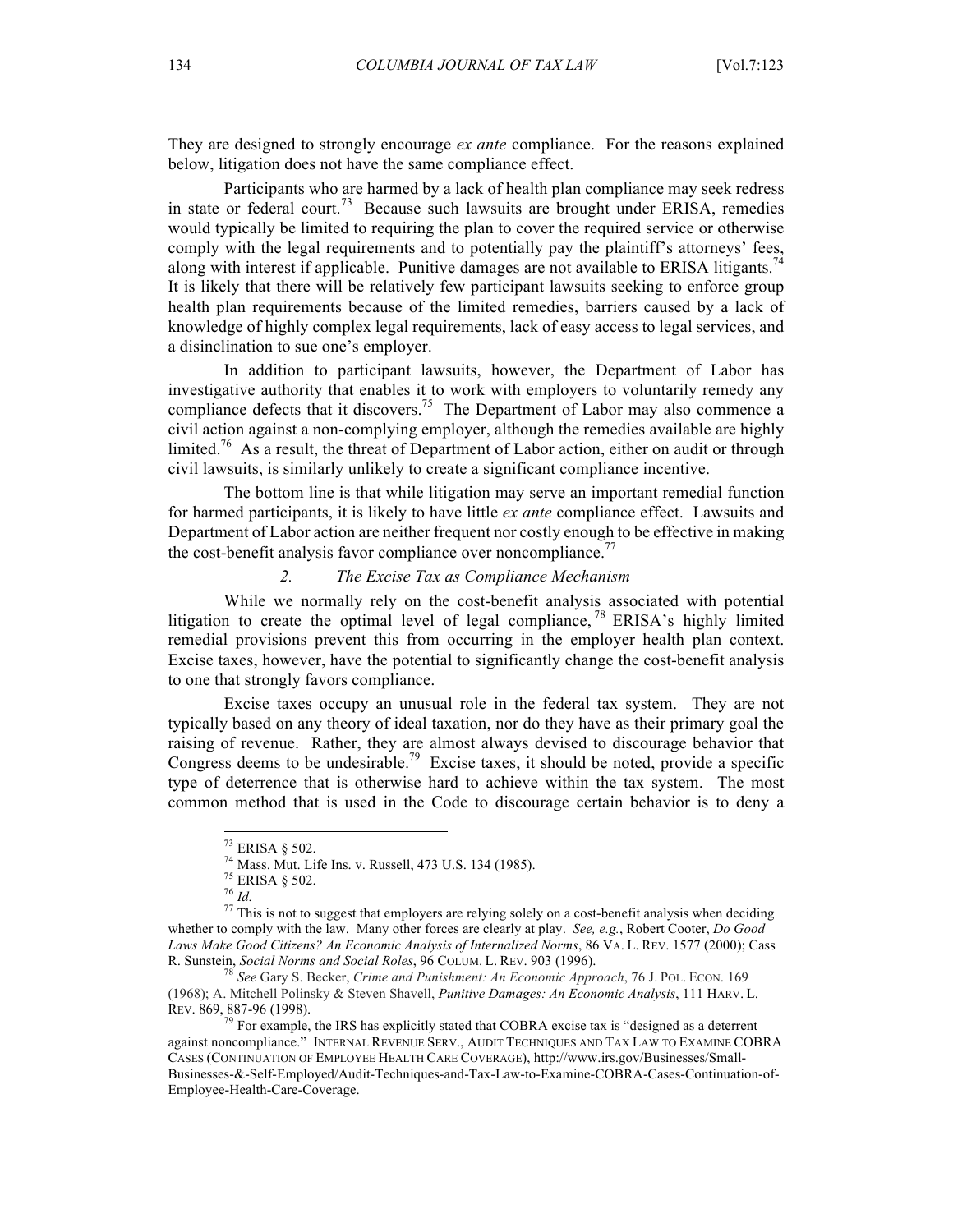They are designed to strongly encourage *ex ante* compliance. For the reasons explained below, litigation does not have the same compliance effect.

Participants who are harmed by a lack of health plan compliance may seek redress in state or federal court.[73] Because such lawsuits are brought under ERISA, remedies would typically be limited to requiring the plan to cover the required service or otherwise comply with the legal requirements and to potentially pay the plaintiff's attorneys' fees, along with interest if applicable. Punitive damages are not available to ERISA litigants.[74] It is likely that there will be relatively few participant lawsuits seeking to enforce group health plan requirements because of the limited remedies, barriers caused by a lack of knowledge of highly complex legal requirements, lack of easy access to legal services, and a disinclination to sue one's employer.

In addition to participant lawsuits, however, the Department of Labor has investigative authority that enables it to work with employers to voluntarily remedy any compliance defects that it discovers.[75] The Department of Labor may also commence a civil action against a non-complying employer, although the remedies available are highly limited.[76] As a result, the threat of Department of Labor action, either on audit or through civil lawsuits, is similarly unlikely to create a significant compliance incentive.

The bottom line is that while litigation may serve an important remedial function for harmed participants, it is likely to have little *ex ante* compliance effect. Lawsuits and Department of Labor action are neither frequent nor costly enough to be effective in making the cost-benefit analysis favor compliance over noncompliance.[77]

### *2. The Excise Tax as Compliance Mechanism*

While we normally rely on the cost-benefit analysis associated with potential litigation to create the optimal level of legal compliance,[78] ERISA's highly limited remedial provisions prevent this from occurring in the employer health plan context. Excise taxes, however, have the potential to significantly change the cost-benefit analysis to one that strongly favors compliance.

Excise taxes occupy an unusual role in the federal tax system. They are not typically based on any theory of ideal taxation, nor do they have as their primary goal the raising of revenue. Rather, they are almost always devised to discourage behavior that Congress deems to be undesirable.[79] Excise taxes, it should be noted, provide a specific type of deterrence that is otherwise hard to achieve within the tax system. The most common method that is used in the Code to discourage certain behavior is to deny a

---

[73] ERISA § 502.

[74] Mass. Mut. Life Ins. v. Russell, 473 U.S. 134 (1985).

[75] ERISA § 502.

[76] *Id.*

[77] This is not to suggest that employers are relying solely on a cost-benefit analysis when deciding whether to comply with the law. Many other forces are clearly at play. *See, e.g.*, Robert Cooter, *Do Good Laws Make Good Citizens? An Economic Analysis of Internalized Norms*, 86 VA. L. REV. 1577 (2000); Cass R. Sunstein, *Social Norms and Social Roles*, 96 COLUM. L. REV. 903 (1996).

[78] *See* Gary S. Becker, *Crime and Punishment: An Economic Approach*, 76 J. POL. ECON. 169 (1968); A. Mitchell Polinsky & Steven Shavell, *Punitive Damages: An Economic Analysis*, 111 HARV. L. REV. 869, 887-96 (1998).

[79] For example, the IRS has explicitly stated that COBRA excise tax is "designed as a deterrent against noncompliance." INTERNAL REVENUE SERV., AUDIT TECHNIQUES AND TAX LAW TO EXAMINE COBRA CASES (CONTINUATION OF EMPLOYEE HEALTH CARE COVERAGE), http://www.irs.gov/Businesses/Small-Businesses-&-Self-Employed/Audit-Techniques-and-Tax-Law-to-Examine-COBRA-Cases-Continuation-of-Employee-Health-Care-Coverage.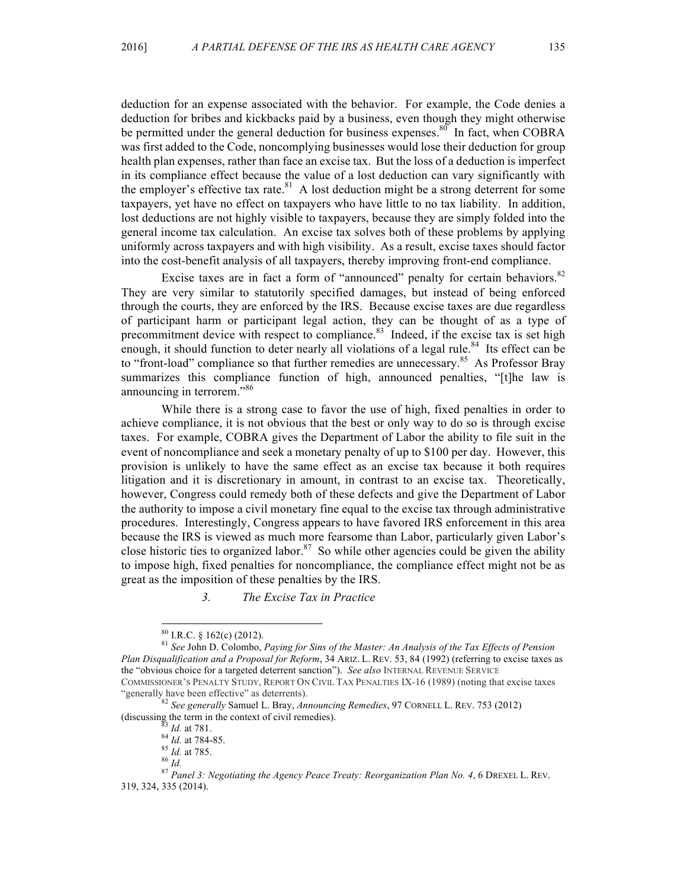deduction for an expense associated with the behavior. For example, the Code denies a deduction for bribes and kickbacks paid by a business, even though they might otherwise be permitted under the general deduction for business expenses.[80] In fact, when COBRA was first added to the Code, noncomplying businesses would lose their deduction for group health plan expenses, rather than face an excise tax. But the loss of a deduction is imperfect in its compliance effect because the value of a lost deduction can vary significantly with the employer's effective tax rate.[81] A lost deduction might be a strong deterrent for some taxpayers, yet have no effect on taxpayers who have little to no tax liability. In addition, lost deductions are not highly visible to taxpayers, because they are simply folded into the general income tax calculation. An excise tax solves both of these problems by applying uniformly across taxpayers and with high visibility. As a result, excise taxes should factor into the cost-benefit analysis of all taxpayers, thereby improving front-end compliance.

Excise taxes are in fact a form of "announced" penalty for certain behaviors.[82] They are very similar to statutorily specified damages, but instead of being enforced through the courts, they are enforced by the IRS. Because excise taxes are due regardless of participant harm or participant legal action, they can be thought of as a type of precommitment device with respect to compliance.[83] Indeed, if the excise tax is set high enough, it should function to deter nearly all violations of a legal rule.[84] Its effect can be to "front-load" compliance so that further remedies are unnecessary.[85] As Professor Bray summarizes this compliance function of high, announced penalties, "[t]he law is announcing in terrorem."[86]

While there is a strong case to favor the use of high, fixed penalties in order to achieve compliance, it is not obvious that the best or only way to do so is through excise taxes. For example, COBRA gives the Department of Labor the ability to file suit in the event of noncompliance and seek a monetary penalty of up to $100 per day. However, this provision is unlikely to have the same effect as an excise tax because it both requires litigation and it is discretionary in amount, in contrast to an excise tax. Theoretically, however, Congress could remedy both of these defects and give the Department of Labor the authority to impose a civil monetary fine equal to the excise tax through administrative procedures. Interestingly, Congress appears to have favored IRS enforcement in this area because the IRS is viewed as much more fearsome than Labor, particularly given Labor's close historic ties to organized labor.[87] So while other agencies could be given the ability to impose high, fixed penalties for noncompliance, the compliance effect might not be as great as the imposition of these penalties by the IRS.

### 3. *The Excise Tax in Practice*

---

[80] I.R.C. § 162(c) (2012).

[81] *See* John D. Colombo, *Paying for Sins of the Master: An Analysis of the Tax Effects of Pension Plan Disqualification and a Proposal for Reform*, 34 ARIZ. L. REV. 53, 84 (1992) (referring to excise taxes as the "obvious choice for a targeted deterrent sanction"). *See also* INTERNAL REVENUE SERVICE COMMISSIONER'S PENALTY STUDY, REPORT ON CIVIL TAX PENALTIES IX-16 (1989) (noting that excise taxes "generally have been effective" as deterrents).

[82] *See generally* Samuel L. Bray, *Announcing Remedies*, 97 CORNELL L. REV. 753 (2012) (discussing the term in the context of civil remedies).

[83] *Id.* at 781.

[84] *Id.* at 784-85.

[85] *Id.* at 785.

[86] *Id.*

[87] *Panel 3: Negotiating the Agency Peace Treaty: Reorganization Plan No. 4*, 6 DREXEL L. REV. 319, 324, 335 (2014).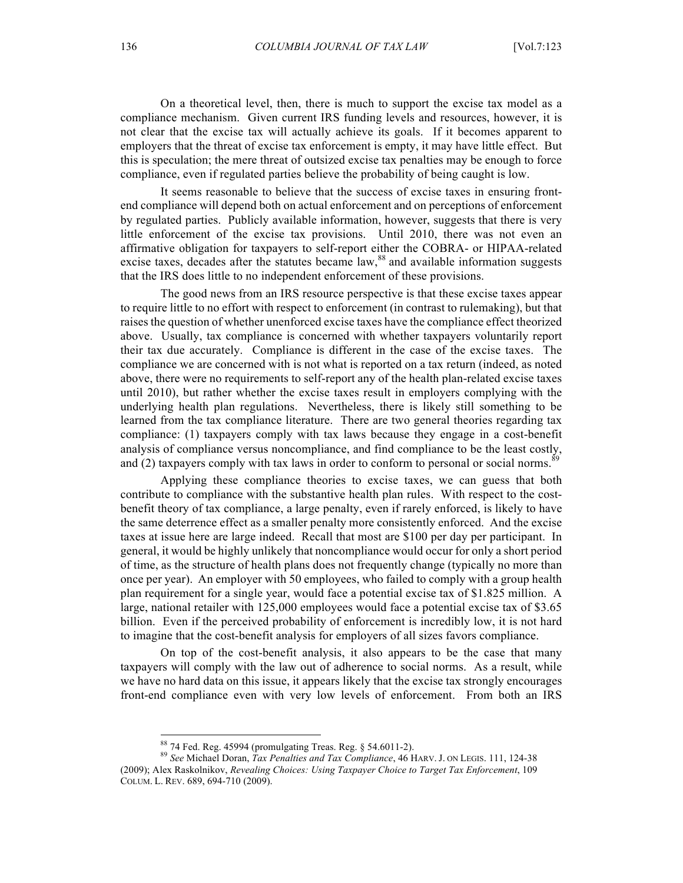On a theoretical level, then, there is much to support the excise tax model as a compliance mechanism. Given current IRS funding levels and resources, however, it is not clear that the excise tax will actually achieve its goals. If it becomes apparent to employers that the threat of excise tax enforcement is empty, it may have little effect. But this is speculation; the mere threat of outsized excise tax penalties may be enough to force compliance, even if regulated parties believe the probability of being caught is low.

It seems reasonable to believe that the success of excise taxes in ensuring front-end compliance will depend both on actual enforcement and on perceptions of enforcement by regulated parties. Publicly available information, however, suggests that there is very little enforcement of the excise tax provisions. Until 2010, there was not even an affirmative obligation for taxpayers to self-report either the COBRA- or HIPAA-related excise taxes, decades after the statutes became law,[88] and available information suggests that the IRS does little to no independent enforcement of these provisions.

The good news from an IRS resource perspective is that these excise taxes appear to require little to no effort with respect to enforcement (in contrast to rulemaking), but that raises the question of whether unenforced excise taxes have the compliance effect theorized above. Usually, tax compliance is concerned with whether taxpayers voluntarily report their tax due accurately. Compliance is different in the case of the excise taxes. The compliance we are concerned with is not what is reported on a tax return (indeed, as noted above, there were no requirements to self-report any of the health plan-related excise taxes until 2010), but rather whether the excise taxes result in employers complying with the underlying health plan regulations. Nevertheless, there is likely still something to be learned from the tax compliance literature. There are two general theories regarding tax compliance: (1) taxpayers comply with tax laws because they engage in a cost-benefit analysis of compliance versus noncompliance, and find compliance to be the least costly, and (2) taxpayers comply with tax laws in order to conform to personal or social norms.[89]

Applying these compliance theories to excise taxes, we can guess that both contribute to compliance with the substantive health plan rules. With respect to the cost-benefit theory of tax compliance, a large penalty, even if rarely enforced, is likely to have the same deterrence effect as a smaller penalty more consistently enforced. And the excise taxes at issue here are large indeed. Recall that most are $100 per day per participant. In general, it would be highly unlikely that noncompliance would occur for only a short period of time, as the structure of health plans does not frequently change (typically no more than once per year). An employer with 50 employees, who failed to comply with a group health plan requirement for a single year, would face a potential excise tax of $1.825 million. A large, national retailer with 125,000 employees would face a potential excise tax of $3.65 billion. Even if the perceived probability of enforcement is incredibly low, it is not hard to imagine that the cost-benefit analysis for employers of all sizes favors compliance.

On top of the cost-benefit analysis, it also appears to be the case that many taxpayers will comply with the law out of adherence to social norms. As a result, while we have no hard data on this issue, it appears likely that the excise tax strongly encourages front-end compliance even with very low levels of enforcement. From both an IRS

---

[88] 74 Fed. Reg. 45994 (promulgating Treas. Reg. § 54.6011-2).

[89] *See* Michael Doran, *Tax Penalties and Tax Compliance*, 46 HARV. J. ON LEGIS. 111, 124-38 (2009); Alex Raskolnikov, *Revealing Choices: Using Taxpayer Choice to Target Tax Enforcement*, 109 COLUM. L. REV. 689, 694-710 (2009).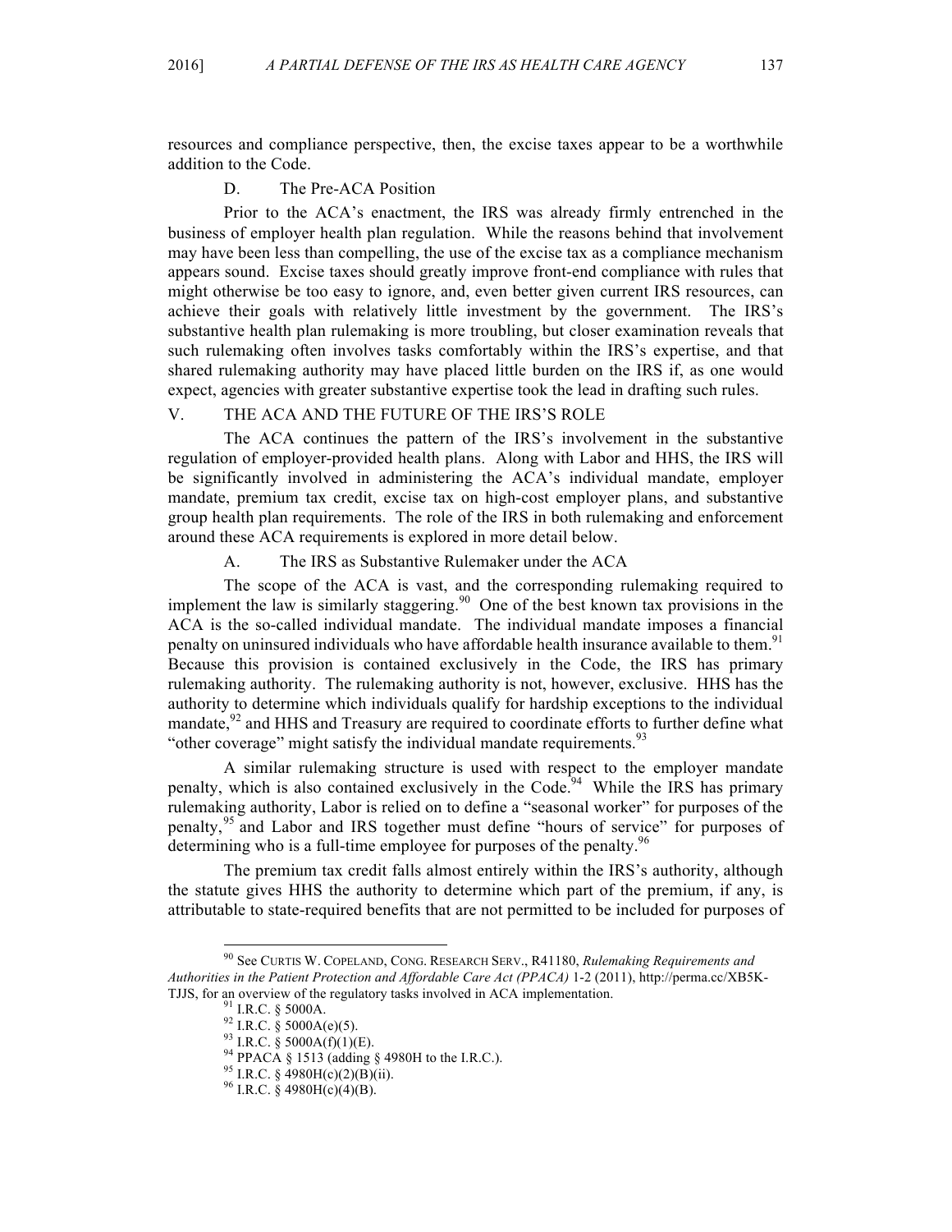resources and compliance perspective, then, the excise taxes appear to be a worthwhile addition to the Code.

### D. The Pre-ACA Position

Prior to the ACA's enactment, the IRS was already firmly entrenched in the business of employer health plan regulation. While the reasons behind that involvement may have been less than compelling, the use of the excise tax as a compliance mechanism appears sound. Excise taxes should greatly improve front-end compliance with rules that might otherwise be too easy to ignore, and, even better given current IRS resources, can achieve their goals with relatively little investment by the government. The IRS's substantive health plan rulemaking is more troubling, but closer examination reveals that such rulemaking often involves tasks comfortably within the IRS's expertise, and that shared rulemaking authority may have placed little burden on the IRS if, as one would expect, agencies with greater substantive expertise took the lead in drafting such rules.

## V. THE ACA AND THE FUTURE OF THE IRS'S ROLE

The ACA continues the pattern of the IRS's involvement in the substantive regulation of employer-provided health plans. Along with Labor and HHS, the IRS will be significantly involved in administering the ACA's individual mandate, employer mandate, premium tax credit, excise tax on high-cost employer plans, and substantive group health plan requirements. The role of the IRS in both rulemaking and enforcement around these ACA requirements is explored in more detail below.

### A. The IRS as Substantive Rulemaker under the ACA

The scope of the ACA is vast, and the corresponding rulemaking required to implement the law is similarly staggering.[90] One of the best known tax provisions in the ACA is the so-called individual mandate. The individual mandate imposes a financial penalty on uninsured individuals who have affordable health insurance available to them.[91] Because this provision is contained exclusively in the Code, the IRS has primary rulemaking authority. The rulemaking authority is not, however, exclusive. HHS has the authority to determine which individuals qualify for hardship exceptions to the individual mandate,[92] and HHS and Treasury are required to coordinate efforts to further define what "other coverage" might satisfy the individual mandate requirements.[93]

A similar rulemaking structure is used with respect to the employer mandate penalty, which is also contained exclusively in the Code.[94] While the IRS has primary rulemaking authority, Labor is relied on to define a "seasonal worker" for purposes of the penalty,[95] and Labor and IRS together must define "hours of service" for purposes of determining who is a full-time employee for purposes of the penalty.[96]

The premium tax credit falls almost entirely within the IRS's authority, although the statute gives HHS the authority to determine which part of the premium, if any, is attributable to state-required benefits that are not permitted to be included for purposes of

---

[90] See CURTIS W. COPELAND, CONG. RESEARCH SERV., R41180, *Rulemaking Requirements and Authorities in the Patient Protection and Affordable Care Act (PPACA)* 1-2 (2011), http://perma.cc/XB5K-TJJS, for an overview of the regulatory tasks involved in ACA implementation.

[91] I.R.C. § 5000A.

[92] I.R.C. § 5000A(e)(5).

[93] I.R.C. § 5000A(f)(1)(E).

[94] PPACA § 1513 (adding § 4980H to the I.R.C.).

[95] I.R.C. § 4980H(c)(2)(B)(ii).

[96] I.R.C. § 4980H(c)(4)(B).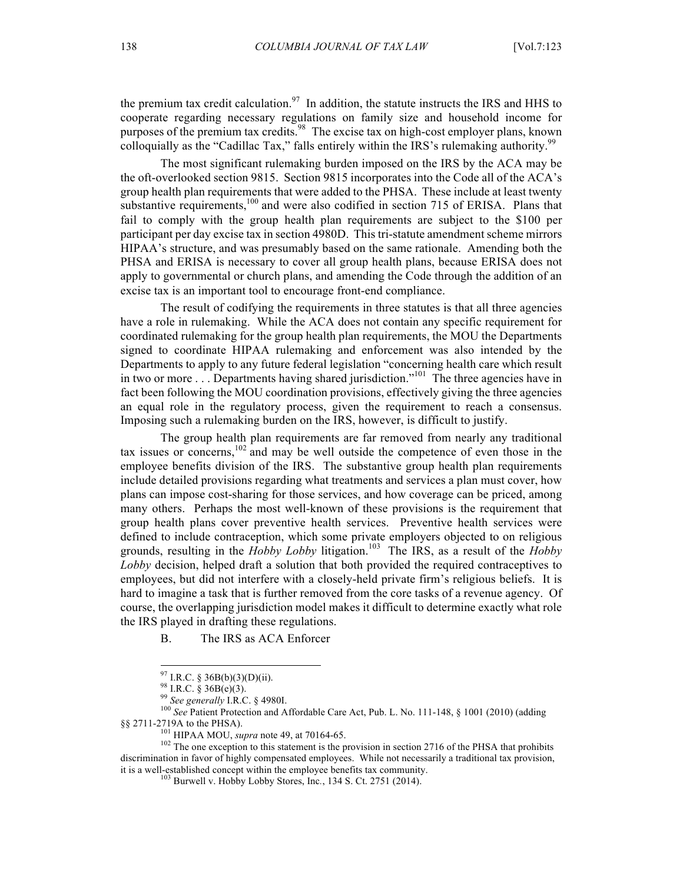the premium tax credit calculation.[97] In addition, the statute instructs the IRS and HHS to cooperate regarding necessary regulations on family size and household income for purposes of the premium tax credits.[98] The excise tax on high-cost employer plans, known colloquially as the "Cadillac Tax," falls entirely within the IRS's rulemaking authority.[99]

The most significant rulemaking burden imposed on the IRS by the ACA may be the oft-overlooked section 9815. Section 9815 incorporates into the Code all of the ACA's group health plan requirements that were added to the PHSA. These include at least twenty substantive requirements,[100] and were also codified in section 715 of ERISA. Plans that fail to comply with the group health plan requirements are subject to the $100 per participant per day excise tax in section 4980D. This tri-statute amendment scheme mirrors HIPAA's structure, and was presumably based on the same rationale. Amending both the PHSA and ERISA is necessary to cover all group health plans, because ERISA does not apply to governmental or church plans, and amending the Code through the addition of an excise tax is an important tool to encourage front-end compliance.

The result of codifying the requirements in three statutes is that all three agencies have a role in rulemaking. While the ACA does not contain any specific requirement for coordinated rulemaking for the group health plan requirements, the MOU the Departments signed to coordinate HIPAA rulemaking and enforcement was also intended by the Departments to apply to any future federal legislation "concerning health care which result in two or more . . . Departments having shared jurisdiction."[101] The three agencies have in fact been following the MOU coordination provisions, effectively giving the three agencies an equal role in the regulatory process, given the requirement to reach a consensus. Imposing such a rulemaking burden on the IRS, however, is difficult to justify.

The group health plan requirements are far removed from nearly any traditional tax issues or concerns,[102] and may be well outside the competence of even those in the employee benefits division of the IRS. The substantive group health plan requirements include detailed provisions regarding what treatments and services a plan must cover, how plans can impose cost-sharing for those services, and how coverage can be priced, among many others. Perhaps the most well-known of these provisions is the requirement that group health plans cover preventive health services. Preventive health services were defined to include contraception, which some private employers objected to on religious grounds, resulting in the *Hobby Lobby* litigation.[103] The IRS, as a result of the *Hobby Lobby* decision, helped draft a solution that both provided the required contraceptives to employees, but did not interfere with a closely-held private firm's religious beliefs. It is hard to imagine a task that is further removed from the core tasks of a revenue agency. Of course, the overlapping jurisdiction model makes it difficult to determine exactly what role the IRS played in drafting these regulations.

### B. The IRS as ACA Enforcer

---

[97] I.R.C. § 36B(b)(3)(D)(ii).

[98] I.R.C. § 36B(e)(3).

[99] *See generally* I.R.C. § 4980I.

[100] *See* Patient Protection and Affordable Care Act, Pub. L. No. 111-148, § 1001 (2010) (adding §§ 2711-2719A to the PHSA).

[101] HIPAA MOU, *supra* note 49, at 70164-65.

[102] The one exception to this statement is the provision in section 2716 of the PHSA that prohibits discrimination in favor of highly compensated employees. While not necessarily a traditional tax provision, it is a well-established concept within the employee benefits tax community.

[103] Burwell v. Hobby Lobby Stores, Inc., 134 S. Ct. 2751 (2014).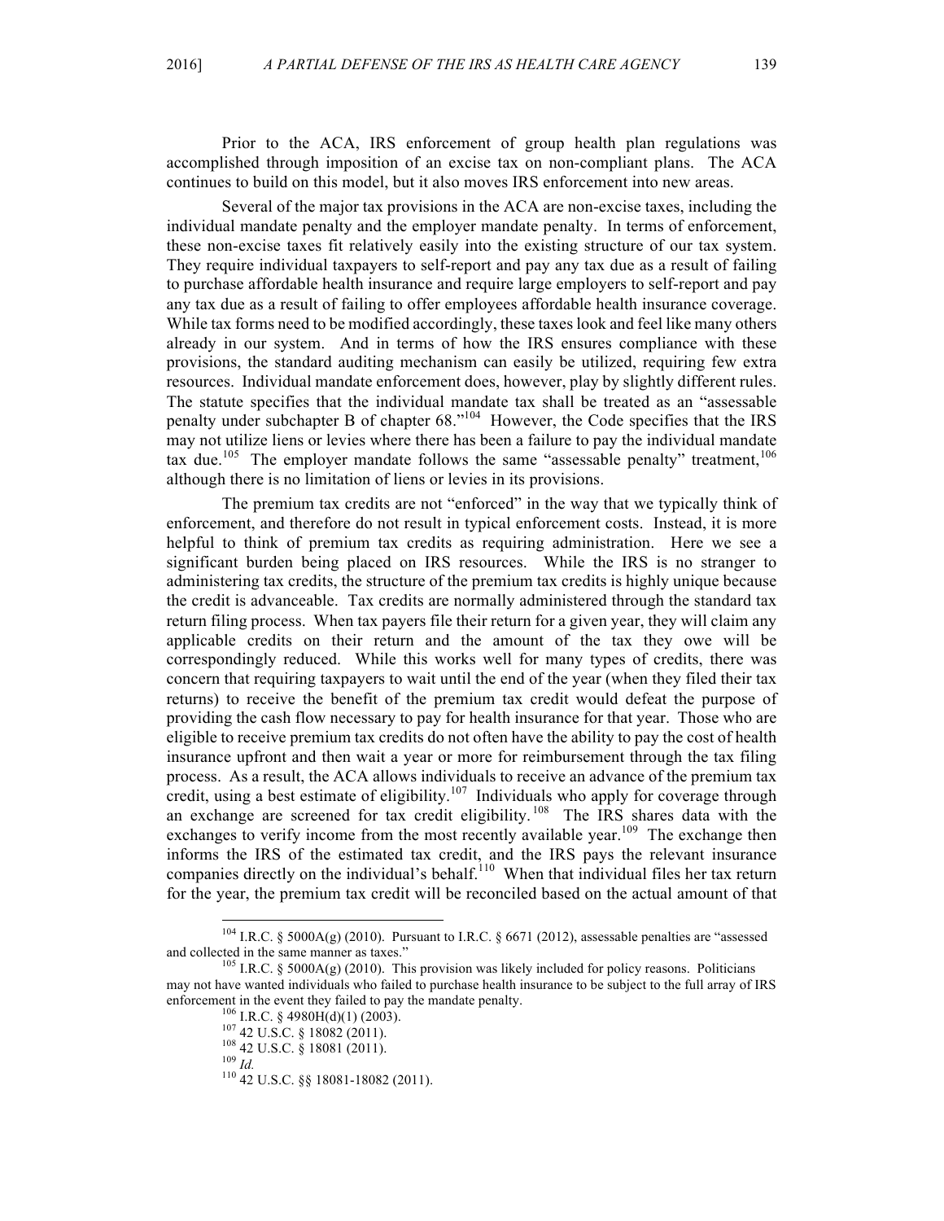Prior to the ACA, IRS enforcement of group health plan regulations was accomplished through imposition of an excise tax on non-compliant plans. The ACA continues to build on this model, but it also moves IRS enforcement into new areas.

Several of the major tax provisions in the ACA are non-excise taxes, including the individual mandate penalty and the employer mandate penalty. In terms of enforcement, these non-excise taxes fit relatively easily into the existing structure of our tax system. They require individual taxpayers to self-report and pay any tax due as a result of failing to purchase affordable health insurance and require large employers to self-report and pay any tax due as a result of failing to offer employees affordable health insurance coverage. While tax forms need to be modified accordingly, these taxes look and feel like many others already in our system. And in terms of how the IRS ensures compliance with these provisions, the standard auditing mechanism can easily be utilized, requiring few extra resources. Individual mandate enforcement does, however, play by slightly different rules. The statute specifies that the individual mandate tax shall be treated as an "assessable penalty under subchapter B of chapter 68."[104] However, the Code specifies that the IRS may not utilize liens or levies where there has been a failure to pay the individual mandate tax due.[105] The employer mandate follows the same "assessable penalty" treatment,[106] although there is no limitation of liens or levies in its provisions.

The premium tax credits are not "enforced" in the way that we typically think of enforcement, and therefore do not result in typical enforcement costs. Instead, it is more helpful to think of premium tax credits as requiring administration. Here we see a significant burden being placed on IRS resources. While the IRS is no stranger to administering tax credits, the structure of the premium tax credits is highly unique because the credit is advanceable. Tax credits are normally administered through the standard tax return filing process. When tax payers file their return for a given year, they will claim any applicable credits on their return and the amount of the tax they owe will be correspondingly reduced. While this works well for many types of credits, there was concern that requiring taxpayers to wait until the end of the year (when they filed their tax returns) to receive the benefit of the premium tax credit would defeat the purpose of providing the cash flow necessary to pay for health insurance for that year. Those who are eligible to receive premium tax credits do not often have the ability to pay the cost of health insurance upfront and then wait a year or more for reimbursement through the tax filing process. As a result, the ACA allows individuals to receive an advance of the premium tax credit, using a best estimate of eligibility.[107] Individuals who apply for coverage through an exchange are screened for tax credit eligibility.[108] The IRS shares data with the exchanges to verify income from the most recently available year.[109] The exchange then informs the IRS of the estimated tax credit, and the IRS pays the relevant insurance companies directly on the individual's behalf.[110] When that individual files her tax return for the year, the premium tax credit will be reconciled based on the actual amount of that

---

[104] I.R.C. § 5000A(g) (2010). Pursuant to I.R.C. § 6671 (2012), assessable penalties are "assessed and collected in the same manner as taxes."

[105] I.R.C. § 5000A(g) (2010). This provision was likely included for policy reasons. Politicians may not have wanted individuals who failed to purchase health insurance to be subject to the full array of IRS enforcement in the event they failed to pay the mandate penalty.

[106] I.R.C. § 4980H(d)(1) (2003).

[107] 42 U.S.C. § 18082 (2011).

[108] 42 U.S.C. § 18081 (2011).

[109] *Id.*

[110] 42 U.S.C. §§ 18081-18082 (2011).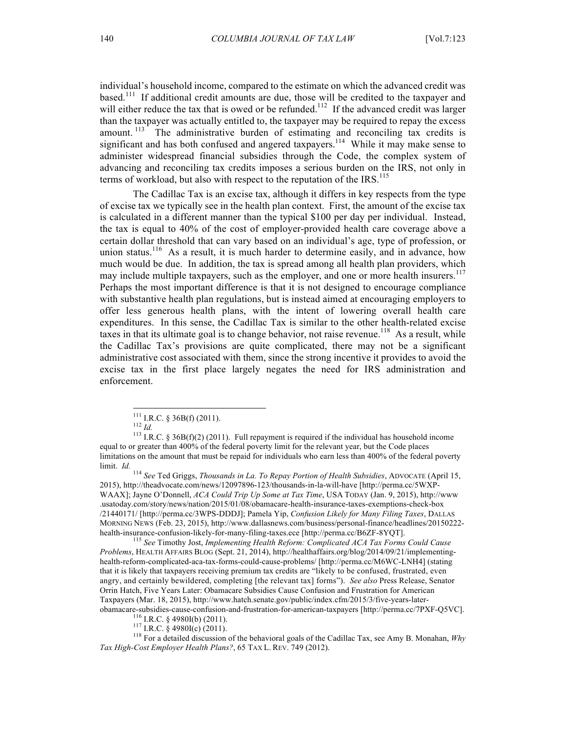individual's household income, compared to the estimate on which the advanced credit was based.[111] If additional credit amounts are due, those will be credited to the taxpayer and will either reduce the tax that is owed or be refunded.[112] If the advanced credit was larger than the taxpayer was actually entitled to, the taxpayer may be required to repay the excess amount.[113] The administrative burden of estimating and reconciling tax credits is significant and has both confused and angered taxpayers.[114] While it may make sense to administer widespread financial subsidies through the Code, the complex system of advancing and reconciling tax credits imposes a serious burden on the IRS, not only in terms of workload, but also with respect to the reputation of the IRS.[115]

The Cadillac Tax is an excise tax, although it differs in key respects from the type of excise tax we typically see in the health plan context. First, the amount of the excise tax is calculated in a different manner than the typical $100 per day per individual. Instead, the tax is equal to 40% of the cost of employer-provided health care coverage above a certain dollar threshold that can vary based on an individual's age, type of profession, or union status.[116] As a result, it is much harder to determine easily, and in advance, how much would be due. In addition, the tax is spread among all health plan providers, which may include multiple taxpayers, such as the employer, and one or more health insurers.[117] Perhaps the most important difference is that it is not designed to encourage compliance with substantive health plan regulations, but is instead aimed at encouraging employers to offer less generous health plans, with the intent of lowering overall health care expenditures. In this sense, the Cadillac Tax is similar to the other health-related excise taxes in that its ultimate goal is to change behavior, not raise revenue.[118] As a result, while the Cadillac Tax's provisions are quite complicated, there may not be a significant administrative cost associated with them, since the strong incentive it provides to avoid the excise tax in the first place largely negates the need for IRS administration and enforcement.

---

[111] I.R.C. § 36B(f) (2011).

[112] *Id.*

[113] I.R.C. § 36B(f)(2) (2011). Full repayment is required if the individual has household income equal to or greater than 400% of the federal poverty limit for the relevant year, but the Code places limitations on the amount that must be repaid for individuals who earn less than 400% of the federal poverty limit. *Id.*

[114] *See* Ted Griggs, *Thousands in La. To Repay Portion of Health Subsidies*, ADVOCATE (April 15, 2015), http://theadvocate.com/news/12097896-123/thousands-in-la-will-have [http://perma.cc/5WXP-WAAX]; Jayne O'Donnell, *ACA Could Trip Up Some at Tax Time*, USA TODAY (Jan. 9, 2015), http://www.usatoday.com/story/news/nation/2015/01/08/obamacare-health-insurance-taxes-exemptions-check-box/21440171/ [http://perma.cc/3WPS-DDDJ]; Pamela Yip, *Confusion Likely for Many Filing Taxes*, DALLAS MORNING NEWS (Feb. 23, 2015), http://www.dallasnews.com/business/personal-finance/headlines/20150222-health-insurance-confusion-likely-for-many-filing-taxes.ece [http://perma.cc/B6ZF-8YQT].

[115] *See* Timothy Jost, *Implementing Health Reform: Complicated ACA Tax Forms Could Cause Problems*, HEALTH AFFAIRS BLOG (Sept. 21, 2014), http://healthaffairs.org/blog/2014/09/21/implementing-health-reform-complicated-aca-tax-forms-could-cause-problems/ [http://perma.cc/M6WC-LNH4] (stating that it is likely that taxpayers receiving premium tax credits are "likely to be confused, frustrated, even angry, and certainly bewildered, completing [the relevant tax] forms"). *See also* Press Release, Senator Orrin Hatch, Five Years Later: Obamacare Subsidies Cause Confusion and Frustration for American Taxpayers (Mar. 18, 2015), http://www.hatch.senate.gov/public/index.cfm/2015/3/five-years-later-obamacare-subsidies-cause-confusion-and-frustration-for-american-taxpayers [http://perma.cc/7PXF-Q5VC].

[116] I.R.C. § 4980I(b) (2011).

[117] I.R.C. § 4980I(c) (2011).

[118] For a detailed discussion of the behavioral goals of the Cadillac Tax, see Amy B. Monahan, *Why Tax High-Cost Employer Health Plans?*, 65 TAX L. REV. 749 (2012).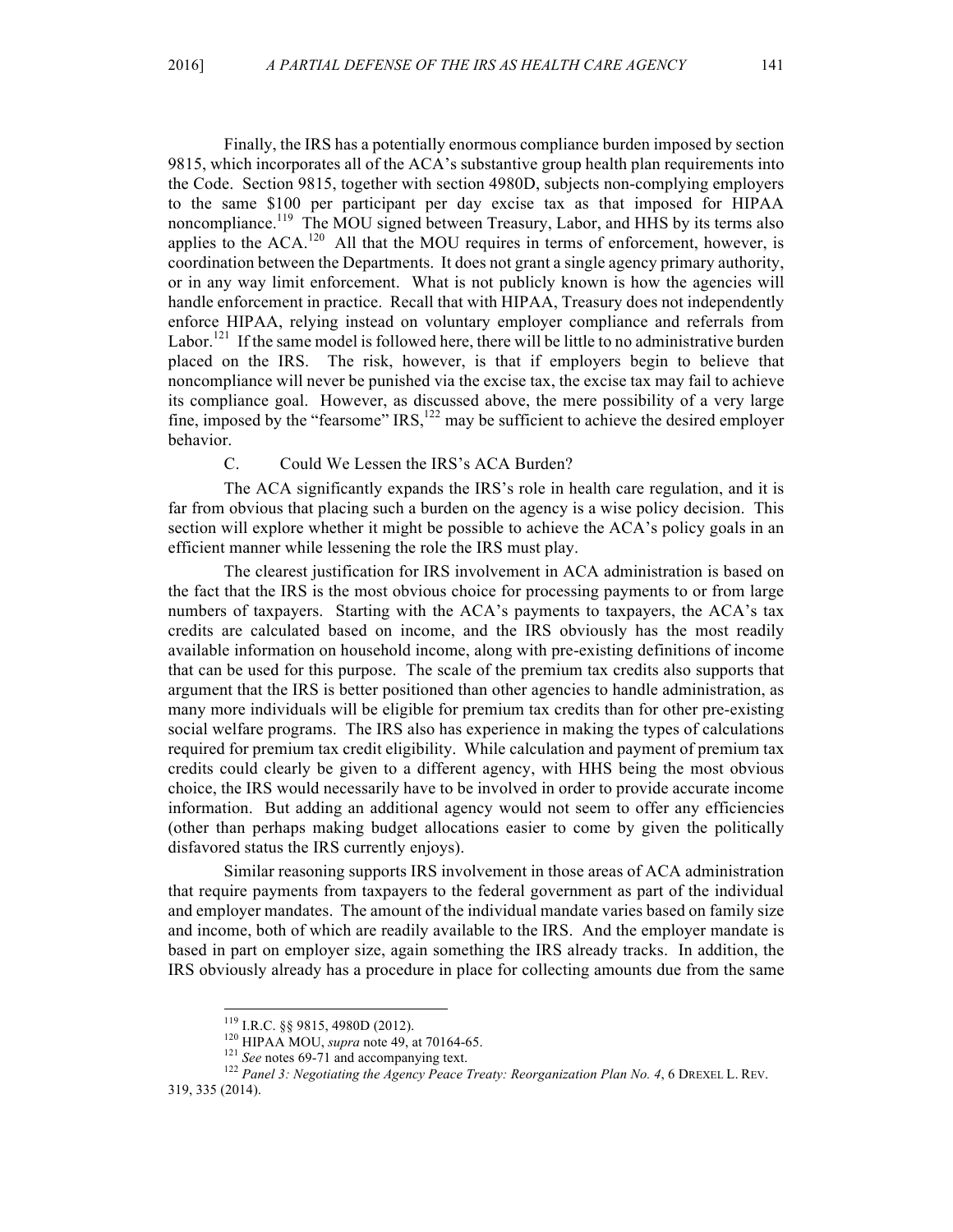Finally, the IRS has a potentially enormous compliance burden imposed by section 9815, which incorporates all of the ACA's substantive group health plan requirements into the Code. Section 9815, together with section 4980D, subjects non-complying employers to the same $100 per participant per day excise tax as that imposed for HIPAA noncompliance.[119] The MOU signed between Treasury, Labor, and HHS by its terms also applies to the ACA.[120] All that the MOU requires in terms of enforcement, however, is coordination between the Departments. It does not grant a single agency primary authority, or in any way limit enforcement. What is not publicly known is how the agencies will handle enforcement in practice. Recall that with HIPAA, Treasury does not independently enforce HIPAA, relying instead on voluntary employer compliance and referrals from Labor.[121] If the same model is followed here, there will be little to no administrative burden placed on the IRS. The risk, however, is that if employers begin to believe that noncompliance will never be punished via the excise tax, the excise tax may fail to achieve its compliance goal. However, as discussed above, the mere possibility of a very large fine, imposed by the "fearsome" IRS,[122] may be sufficient to achieve the desired employer behavior.

### C. Could We Lessen the IRS's ACA Burden?

The ACA significantly expands the IRS's role in health care regulation, and it is far from obvious that placing such a burden on the agency is a wise policy decision. This section will explore whether it might be possible to achieve the ACA's policy goals in an efficient manner while lessening the role the IRS must play.

The clearest justification for IRS involvement in ACA administration is based on the fact that the IRS is the most obvious choice for processing payments to or from large numbers of taxpayers. Starting with the ACA's payments to taxpayers, the ACA's tax credits are calculated based on income, and the IRS obviously has the most readily available information on household income, along with pre-existing definitions of income that can be used for this purpose. The scale of the premium tax credits also supports that argument that the IRS is better positioned than other agencies to handle administration, as many more individuals will be eligible for premium tax credits than for other pre-existing social welfare programs. The IRS also has experience in making the types of calculations required for premium tax credit eligibility. While calculation and payment of premium tax credits could clearly be given to a different agency, with HHS being the most obvious choice, the IRS would necessarily have to be involved in order to provide accurate income information. But adding an additional agency would not seem to offer any efficiencies (other than perhaps making budget allocations easier to come by given the politically disfavored status the IRS currently enjoys).

Similar reasoning supports IRS involvement in those areas of ACA administration that require payments from taxpayers to the federal government as part of the individual and employer mandates. The amount of the individual mandate varies based on family size and income, both of which are readily available to the IRS. And the employer mandate is based in part on employer size, again something the IRS already tracks. In addition, the IRS obviously already has a procedure in place for collecting amounts due from the same

---

[119] I.R.C. §§ 9815, 4980D (2012).

[120] HIPAA MOU, *supra* note 49, at 70164-65.

[121] *See* notes 69-71 and accompanying text.

[122] *Panel 3: Negotiating the Agency Peace Treaty: Reorganization Plan No. 4*, 6 DREXEL L. REV. 319, 335 (2014).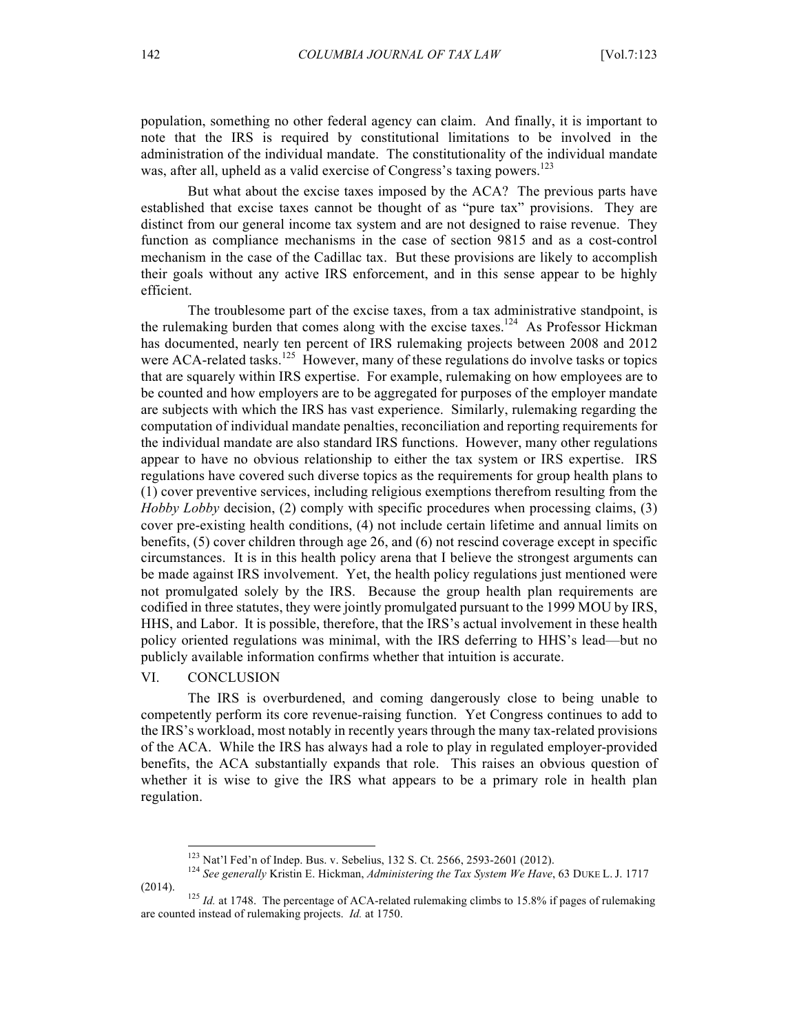population, something no other federal agency can claim. And finally, it is important to note that the IRS is required by constitutional limitations to be involved in the administration of the individual mandate. The constitutionality of the individual mandate was, after all, upheld as a valid exercise of Congress's taxing powers.[123]

But what about the excise taxes imposed by the ACA? The previous parts have established that excise taxes cannot be thought of as "pure tax" provisions. They are distinct from our general income tax system and are not designed to raise revenue. They function as compliance mechanisms in the case of section 9815 and as a cost-control mechanism in the case of the Cadillac tax. But these provisions are likely to accomplish their goals without any active IRS enforcement, and in this sense appear to be highly efficient.

The troublesome part of the excise taxes, from a tax administrative standpoint, is the rulemaking burden that comes along with the excise taxes.[124] As Professor Hickman has documented, nearly ten percent of IRS rulemaking projects between 2008 and 2012 were ACA-related tasks.[125] However, many of these regulations do involve tasks or topics that are squarely within IRS expertise. For example, rulemaking on how employees are to be counted and how employers are to be aggregated for purposes of the employer mandate are subjects with which the IRS has vast experience. Similarly, rulemaking regarding the computation of individual mandate penalties, reconciliation and reporting requirements for the individual mandate are also standard IRS functions. However, many other regulations appear to have no obvious relationship to either the tax system or IRS expertise. IRS regulations have covered such diverse topics as the requirements for group health plans to (1) cover preventive services, including religious exemptions therefrom resulting from the *Hobby Lobby* decision, (2) comply with specific procedures when processing claims, (3) cover pre-existing health conditions, (4) not include certain lifetime and annual limits on benefits, (5) cover children through age 26, and (6) not rescind coverage except in specific circumstances. It is in this health policy arena that I believe the strongest arguments can be made against IRS involvement. Yet, the health policy regulations just mentioned were not promulgated solely by the IRS. Because the group health plan requirements are codified in three statutes, they were jointly promulgated pursuant to the 1999 MOU by IRS, HHS, and Labor. It is possible, therefore, that the IRS's actual involvement in these health policy oriented regulations was minimal, with the IRS deferring to HHS's lead—but no publicly available information confirms whether that intuition is accurate.

## VI. CONCLUSION

The IRS is overburdened, and coming dangerously close to being unable to competently perform its core revenue-raising function. Yet Congress continues to add to the IRS's workload, most notably in recently years through the many tax-related provisions of the ACA. While the IRS has always had a role to play in regulated employer-provided benefits, the ACA substantially expands that role. This raises an obvious question of whether it is wise to give the IRS what appears to be a primary role in health plan regulation.

---

[123] Nat'l Fed'n of Indep. Bus. v. Sebelius, 132 S. Ct. 2566, 2593-2601 (2012).

[124] *See generally* Kristin E. Hickman, *Administering the Tax System We Have*, 63 DUKE L. J. 1717 (2014).

[125] *Id.* at 1748. The percentage of ACA-related rulemaking climbs to 15.8% if pages of rulemaking are counted instead of rulemaking projects. *Id.* at 1750.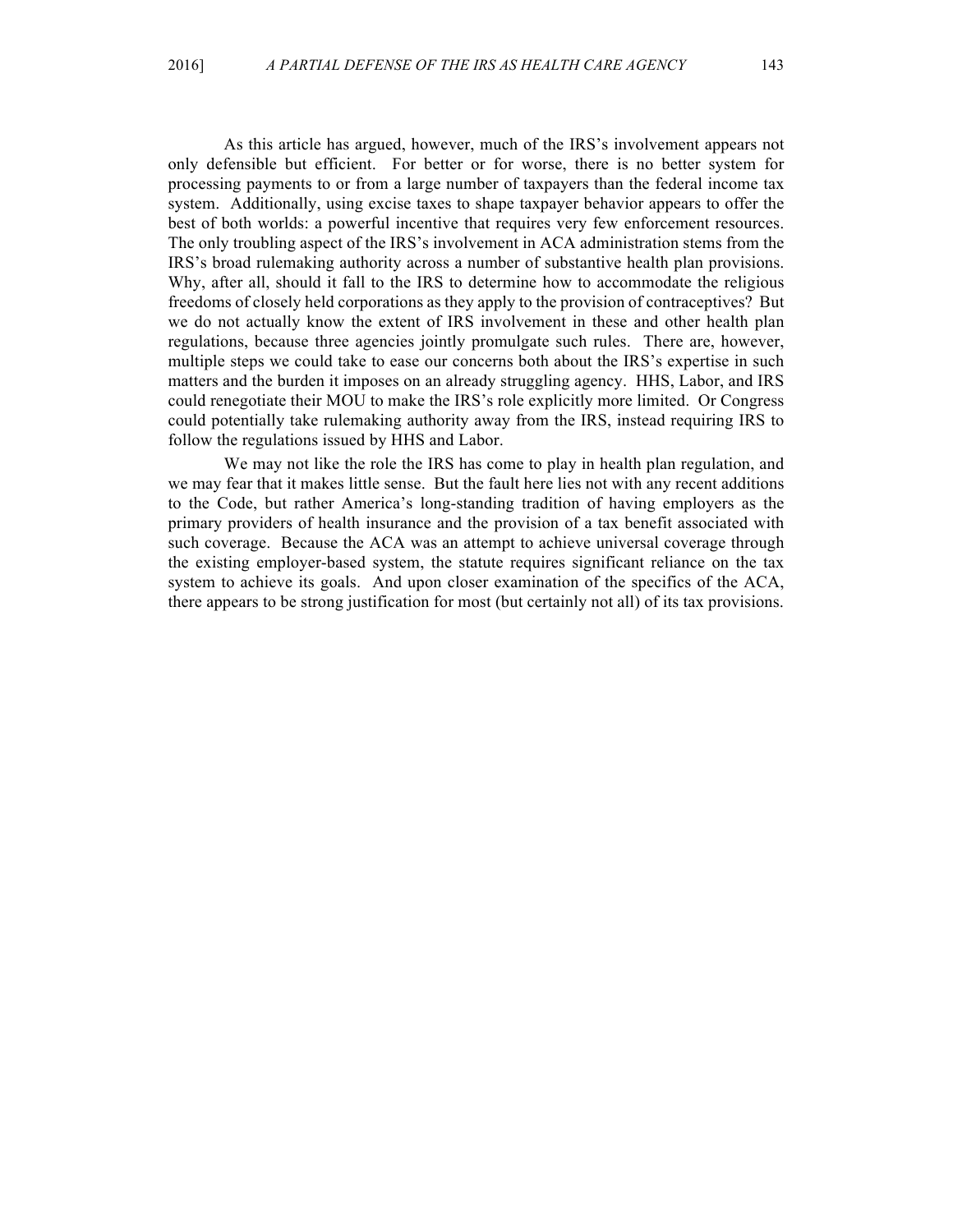As this article has argued, however, much of the IRS's involvement appears not only defensible but efficient. For better or for worse, there is no better system for processing payments to or from a large number of taxpayers than the federal income tax system. Additionally, using excise taxes to shape taxpayer behavior appears to offer the best of both worlds: a powerful incentive that requires very few enforcement resources. The only troubling aspect of the IRS's involvement in ACA administration stems from the IRS's broad rulemaking authority across a number of substantive health plan provisions. Why, after all, should it fall to the IRS to determine how to accommodate the religious freedoms of closely held corporations as they apply to the provision of contraceptives? But we do not actually know the extent of IRS involvement in these and other health plan regulations, because three agencies jointly promulgate such rules. There are, however, multiple steps we could take to ease our concerns both about the IRS's expertise in such matters and the burden it imposes on an already struggling agency. HHS, Labor, and IRS could renegotiate their MOU to make the IRS's role explicitly more limited. Or Congress could potentially take rulemaking authority away from the IRS, instead requiring IRS to follow the regulations issued by HHS and Labor.

We may not like the role the IRS has come to play in health plan regulation, and we may fear that it makes little sense. But the fault here lies not with any recent additions to the Code, but rather America's long-standing tradition of having employers as the primary providers of health insurance and the provision of a tax benefit associated with such coverage. Because the ACA was an attempt to achieve universal coverage through the existing employer-based system, the statute requires significant reliance on the tax system to achieve its goals. And upon closer examination of the specifics of the ACA, there appears to be strong justification for most (but certainly not all) of its tax provisions.